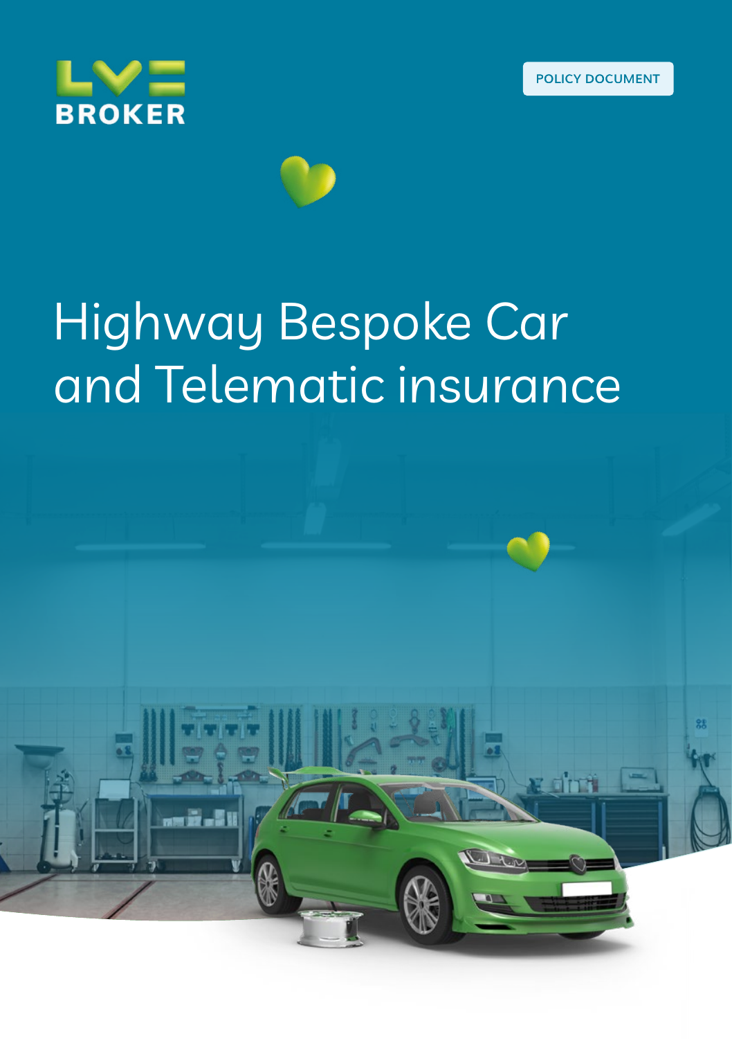LV= BROKER

POLICY DOCUMENT

# Highway Bespoke Car and Telematic insurance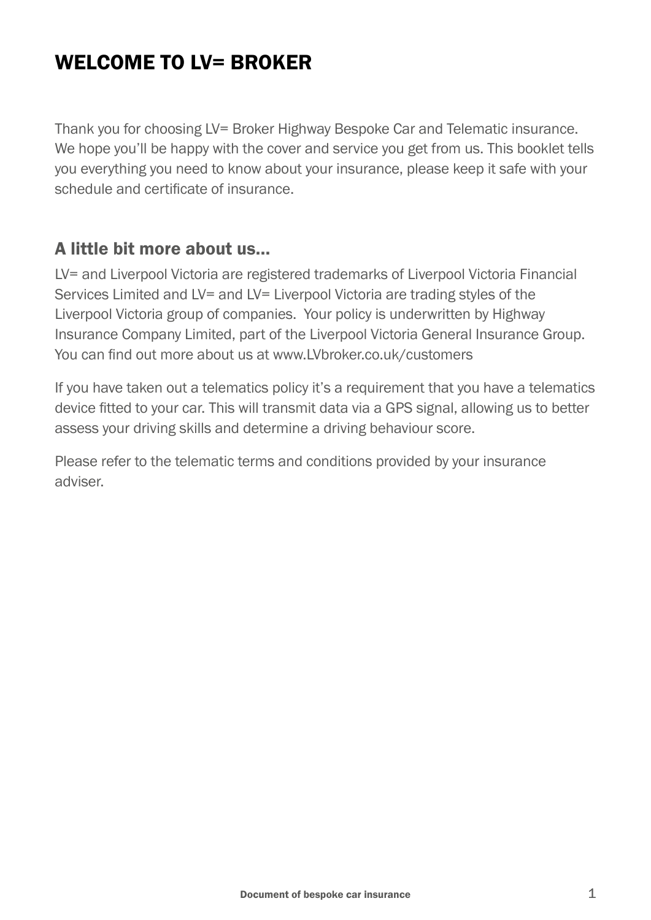# WELCOME TO LV= BROKER

Thank you for choosing LV= Broker Highway Bespoke Car and Telematic insurance. We hope you'll be happy with the cover and service you get from us. This booklet tells you everything you need to know about your insurance, please keep it safe with your schedule and certificate of insurance.

## A little bit more about us...

LV= and Liverpool Victoria are registered trademarks of Liverpool Victoria Financial Services Limited and LV= and LV= Liverpool Victoria are trading styles of the Liverpool Victoria group of companies. Your policy is underwritten by Highway Insurance Company Limited, part of the Liverpool Victoria General Insurance Group. You can find out more about us at www.LVbroker.co.uk/customers

If you have taken out a telematics policy it's a requirement that you have a telematics device fitted to your car. This will transmit data via a GPS signal, allowing us to better assess your driving skills and determine a driving behaviour score.

Please refer to the telematic terms and conditions provided by your insurance adviser.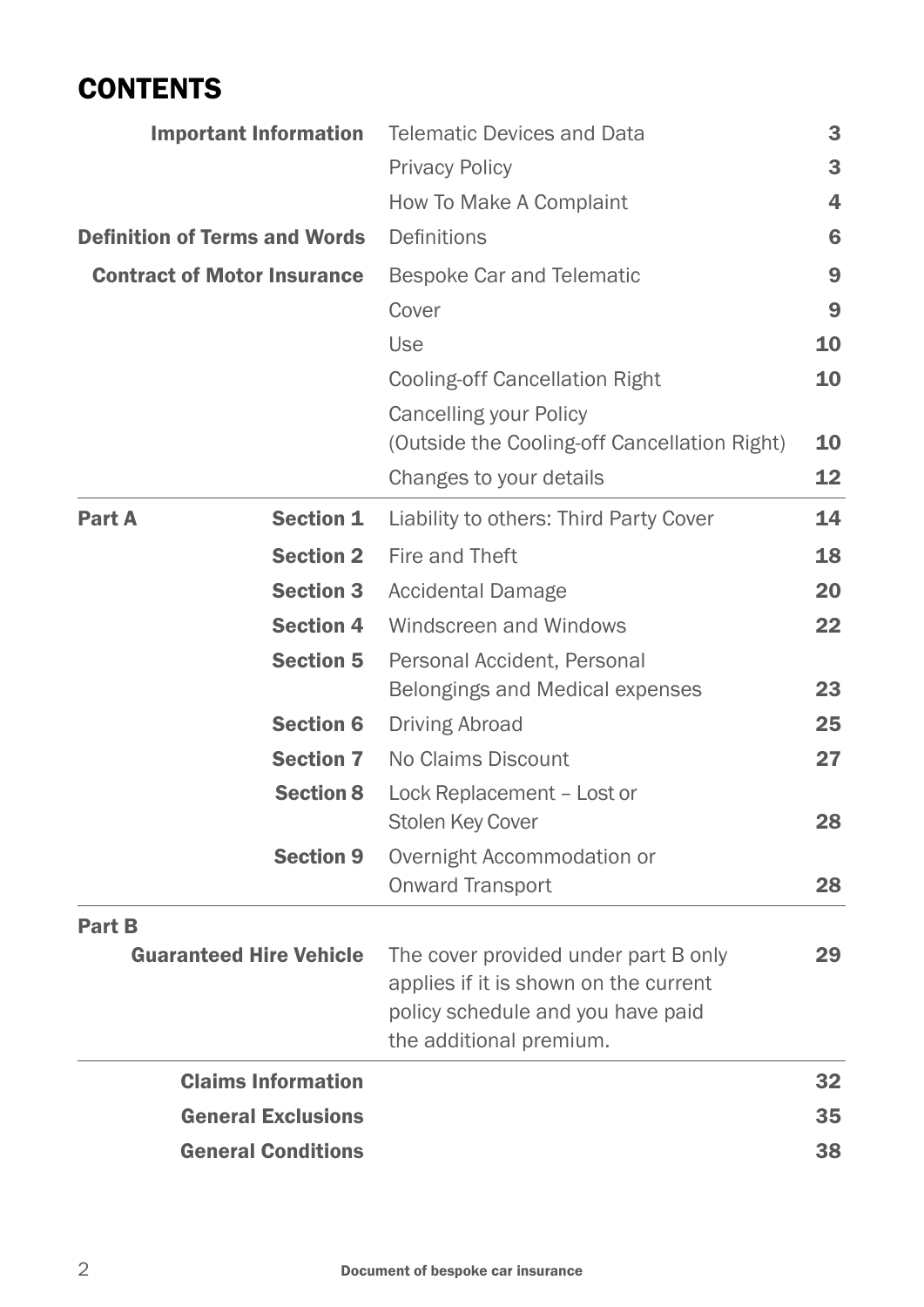# CONTENTS

| | | | |
|---|---|---|---|
| **Important Information** | | Telematic Devices and Data | **3** |
| | | Privacy Policy | **3** |
| | | How To Make A Complaint | **4** |
| **Definition of Terms and Words** | | Definitions | **6** |
| **Contract of Motor Insurance** | | Bespoke Car and Telematic | **9** |
| | | Cover | **9** |
| | | Use | **10** |
| | | Cooling-off Cancellation Right | **10** |
| | | Cancelling your Policy (Outside the Cooling-off Cancellation Right) | **10** |
| | | Changes to your details | **12** |
| **Part A** | **Section 1** | Liability to others: Third Party Cover | **14** |
| | **Section 2** | Fire and Theft | **18** |
| | **Section 3** | Accidental Damage | **20** |
| | **Section 4** | Windscreen and Windows | **22** |
| | **Section 5** | Personal Accident, Personal Belongings and Medical expenses | **23** |
| | **Section 6** | Driving Abroad | **25** |
| | **Section 7** | No Claims Discount | **27** |
| | **Section 8** | Lock Replacement – Lost or Stolen Key Cover | **28** |
| | **Section 9** | Overnight Accommodation or Onward Transport | **28** |
| **Part B** | | | |
| **Guaranteed Hire Vehicle** | | The cover provided under part B only applies if it is shown on the current policy schedule and you have paid the additional premium. | **29** |
| **Claims Information** | | | **32** |
| **General Exclusions** | | | **35** |
| **General Conditions** | | | **38** |

Document of bespoke car insurance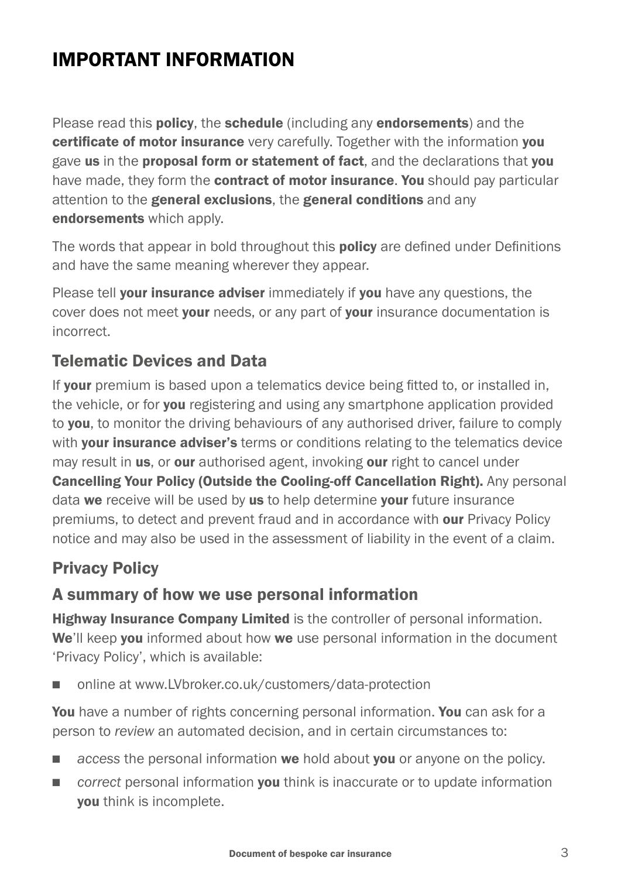# IMPORTANT INFORMATION

Please read this **policy**, the **schedule** (including any **endorsements**) and the **certificate of motor insurance** very carefully. Together with the information **you** gave **us** in the **proposal form or statement of fact**, and the declarations that **you** have made, they form the **contract of motor insurance**. **You** should pay particular attention to the **general exclusions**, the **general conditions** and any **endorsements** which apply.

The words that appear in bold throughout this **policy** are defined under Definitions and have the same meaning wherever they appear.

Please tell **your insurance adviser** immediately if **you** have any questions, the cover does not meet **your** needs, or any part of **your** insurance documentation is incorrect.

## Telematic Devices and Data

If **your** premium is based upon a telematics device being fitted to, or installed in, the vehicle, or for **you** registering and using any smartphone application provided to **you**, to monitor the driving behaviours of any authorised driver, failure to comply with **your insurance adviser's** terms or conditions relating to the telematics device may result in **us**, or **our** authorised agent, invoking **our** right to cancel under **Cancelling Your Policy (Outside the Cooling-off Cancellation Right).** Any personal data **we** receive will be used by **us** to help determine **your** future insurance premiums, to detect and prevent fraud and in accordance with **our** Privacy Policy notice and may also be used in the assessment of liability in the event of a claim.

## Privacy Policy

## A summary of how we use personal information

**Highway Insurance Company Limited** is the controller of personal information. **We**'ll keep **you** informed about how **we** use personal information in the document 'Privacy Policy', which is available:

- online at www.LVbroker.co.uk/customers/data-protection

**You** have a number of rights concerning personal information. **You** can ask for a person to *review* an automated decision, and in certain circumstances to:

- *access* the personal information **we** hold about **you** or anyone on the policy.
- *correct* personal information **you** think is inaccurate or to update information **you** think is incomplete.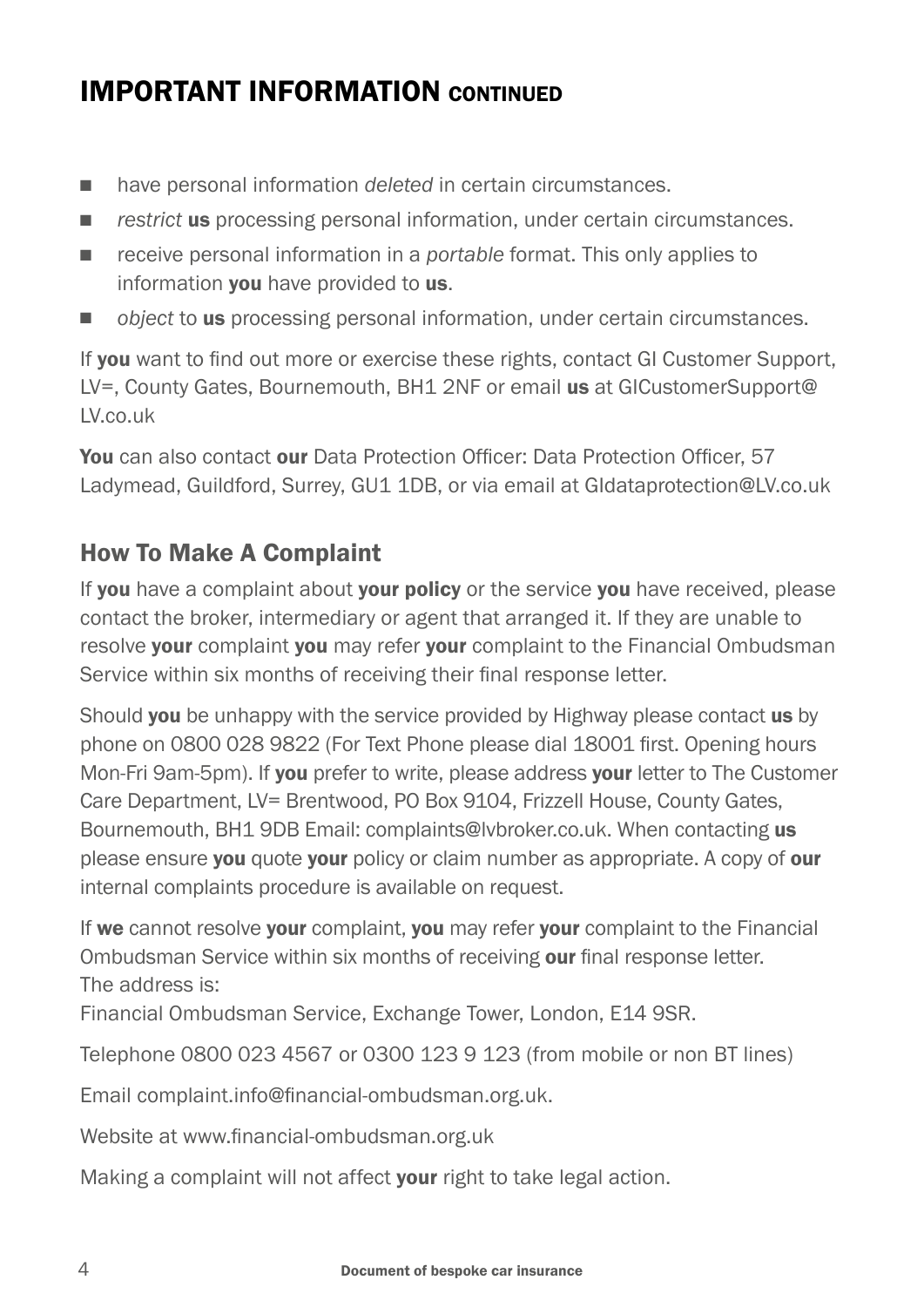## IMPORTANT INFORMATION CONTINUED

- have personal information *deleted* in certain circumstances.
- *restrict* **us** processing personal information, under certain circumstances.
- receive personal information in a *portable* format. This only applies to information **you** have provided to **us**.
- *object* to **us** processing personal information, under certain circumstances.

If **you** want to find out more or exercise these rights, contact GI Customer Support, LV=, County Gates, Bournemouth, BH1 2NF or email **us** at GICustomerSupport@LV.co.uk

**You** can also contact **our** Data Protection Officer: Data Protection Officer, 57 Ladymead, Guildford, Surrey, GU1 1DB, or via email at GIdataprotection@LV.co.uk

### How To Make A Complaint

If **you** have a complaint about **your policy** or the service **you** have received, please contact the broker, intermediary or agent that arranged it. If they are unable to resolve **your** complaint **you** may refer **your** complaint to the Financial Ombudsman Service within six months of receiving their final response letter.

Should **you** be unhappy with the service provided by Highway please contact **us** by phone on 0800 028 9822 (For Text Phone please dial 18001 first. Opening hours Mon-Fri 9am-5pm). If **you** prefer to write, please address **your** letter to The Customer Care Department, LV= Brentwood, PO Box 9104, Frizzell House, County Gates, Bournemouth, BH1 9DB Email: complaints@lvbroker.co.uk. When contacting **us** please ensure **you** quote **your** policy or claim number as appropriate. A copy of **our** internal complaints procedure is available on request.

If **we** cannot resolve **your** complaint, **you** may refer **your** complaint to the Financial Ombudsman Service within six months of receiving **our** final response letter.
The address is:

Financial Ombudsman Service, Exchange Tower, London, E14 9SR.

Telephone 0800 023 4567 or 0300 123 9 123 (from mobile or non BT lines)

Email complaint.info@financial-ombudsman.org.uk.

Website at www.financial-ombudsman.org.uk

Making a complaint will not affect **your** right to take legal action.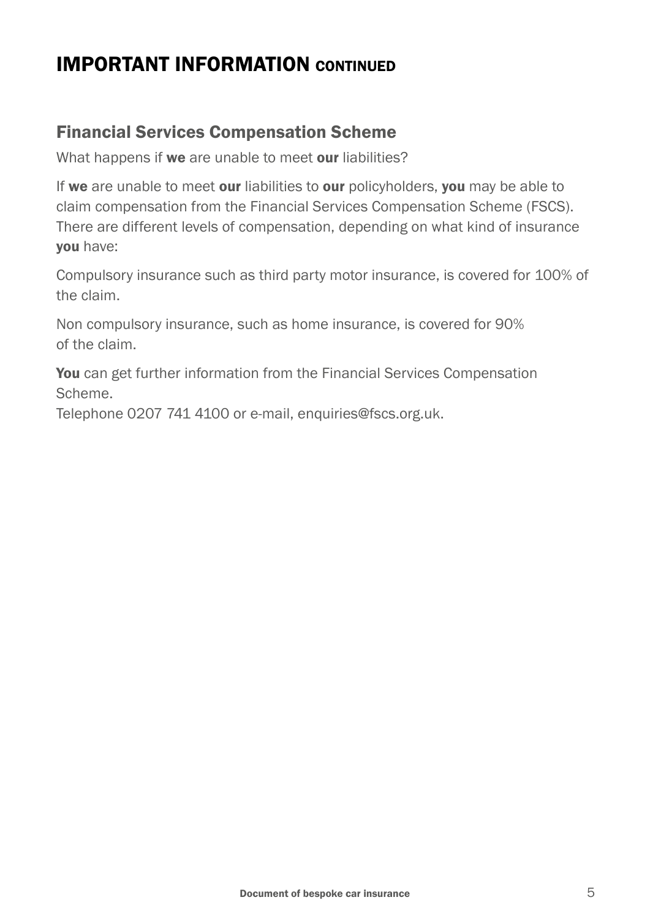# IMPORTANT INFORMATION CONTINUED

## Financial Services Compensation Scheme

What happens if **we** are unable to meet **our** liabilities?

If **we** are unable to meet **our** liabilities to **our** policyholders, **you** may be able to claim compensation from the Financial Services Compensation Scheme (FSCS). There are different levels of compensation, depending on what kind of insurance **you** have:

Compulsory insurance such as third party motor insurance, is covered for 100% of the claim.

Non compulsory insurance, such as home insurance, is covered for 90% of the claim.

**You** can get further information from the Financial Services Compensation Scheme.
Telephone 0207 741 4100 or e-mail, enquiries@fscs.org.uk.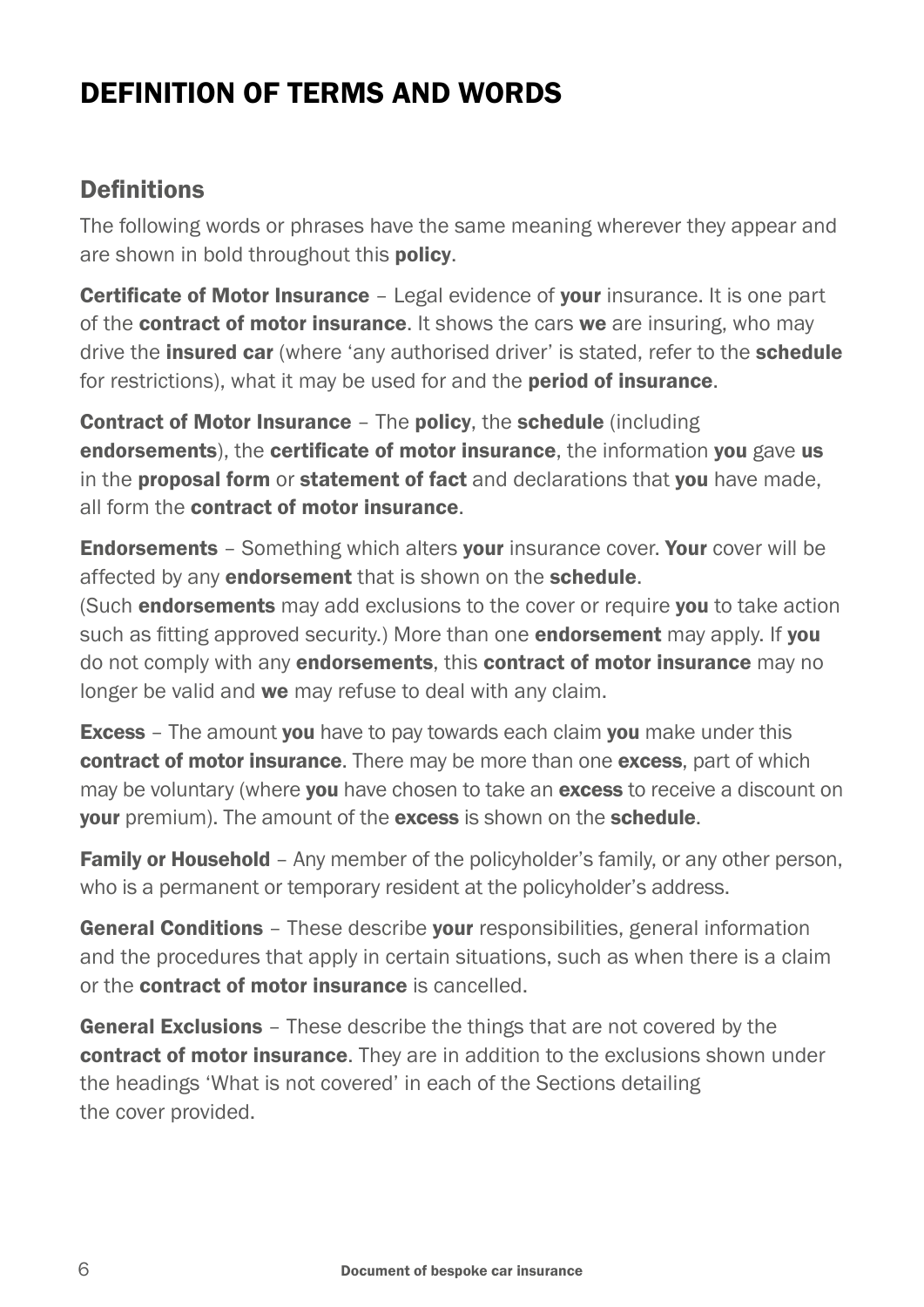# DEFINITION OF TERMS AND WORDS

## Definitions

The following words or phrases have the same meaning wherever they appear and are shown in bold throughout this **policy**.

**Certificate of Motor Insurance** – Legal evidence of **your** insurance. It is one part of the **contract of motor insurance**. It shows the cars **we** are insuring, who may drive the **insured car** (where 'any authorised driver' is stated, refer to the **schedule** for restrictions), what it may be used for and the **period of insurance**.

**Contract of Motor Insurance** – The **policy**, the **schedule** (including **endorsements**), the **certificate of motor insurance**, the information **you** gave **us** in the **proposal form** or **statement of fact** and declarations that **you** have made, all form the **contract of motor insurance**.

**Endorsements** – Something which alters **your** insurance cover. **Your** cover will be affected by any **endorsement** that is shown on the **schedule**.
(Such **endorsements** may add exclusions to the cover or require **you** to take action such as fitting approved security.) More than one **endorsement** may apply. If **you** do not comply with any **endorsements**, this **contract of motor insurance** may no longer be valid and **we** may refuse to deal with any claim.

**Excess** – The amount **you** have to pay towards each claim **you** make under this **contract of motor insurance**. There may be more than one **excess**, part of which may be voluntary (where **you** have chosen to take an **excess** to receive a discount on **your** premium). The amount of the **excess** is shown on the **schedule**.

**Family or Household** – Any member of the policyholder's family, or any other person, who is a permanent or temporary resident at the policyholder's address.

**General Conditions** – These describe **your** responsibilities, general information and the procedures that apply in certain situations, such as when there is a claim or the **contract of motor insurance** is cancelled.

**General Exclusions** – These describe the things that are not covered by the **contract of motor insurance**. They are in addition to the exclusions shown under the headings 'What is not covered' in each of the Sections detailing the cover provided.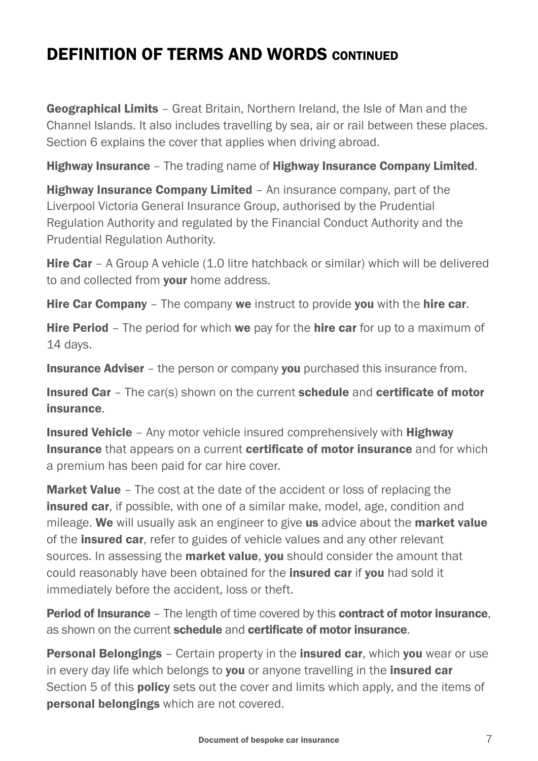# DEFINITION OF TERMS AND WORDS CONTINUED

**Geographical Limits** – Great Britain, Northern Ireland, the Isle of Man and the Channel Islands. It also includes travelling by sea, air or rail between these places. Section 6 explains the cover that applies when driving abroad.

**Highway Insurance** – The trading name of **Highway Insurance Company Limited**.

**Highway Insurance Company Limited** – An insurance company, part of the Liverpool Victoria General Insurance Group, authorised by the Prudential Regulation Authority and regulated by the Financial Conduct Authority and the Prudential Regulation Authority.

**Hire Car** – A Group A vehicle (1.0 litre hatchback or similar) which will be delivered to and collected from **your** home address.

**Hire Car Company** – The company **we** instruct to provide **you** with the **hire car**.

**Hire Period** – The period for which **we** pay for the **hire car** for up to a maximum of 14 days.

**Insurance Adviser** – the person or company **you** purchased this insurance from.

**Insured Car** – The car(s) shown on the current **schedule** and **certificate of motor insurance**.

**Insured Vehicle** – Any motor vehicle insured comprehensively with **Highway Insurance** that appears on a current **certificate of motor insurance** and for which a premium has been paid for car hire cover.

**Market Value** – The cost at the date of the accident or loss of replacing the **insured car**, if possible, with one of a similar make, model, age, condition and mileage. **We** will usually ask an engineer to give **us** advice about the **market value** of the **insured car**, refer to guides of vehicle values and any other relevant sources. In assessing the **market value**, **you** should consider the amount that could reasonably have been obtained for the **insured car** if **you** had sold it immediately before the accident, loss or theft.

**Period of Insurance** – The length of time covered by this **contract of motor insurance**, as shown on the current **schedule** and **certificate of motor insurance**.

**Personal Belongings** – Certain property in the **insured car**, which **you** wear or use in every day life which belongs to **you** or anyone travelling in the **insured car** Section 5 of this **policy** sets out the cover and limits which apply, and the items of **personal belongings** which are not covered.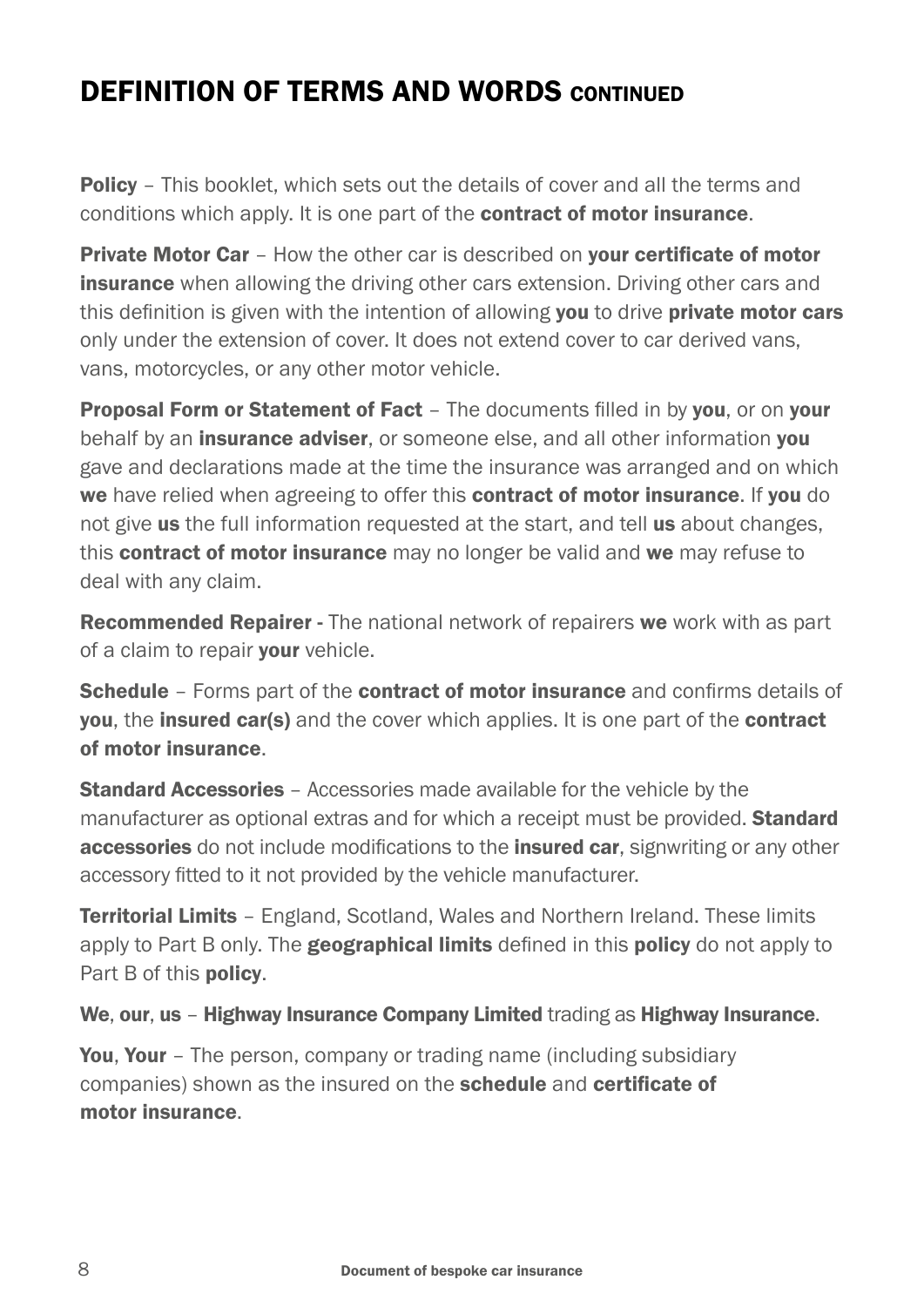# DEFINITION OF TERMS AND WORDS CONTINUED

**Policy** – This booklet, which sets out the details of cover and all the terms and conditions which apply. It is one part of the **contract of motor insurance**.

**Private Motor Car** – How the other car is described on **your certificate of motor insurance** when allowing the driving other cars extension. Driving other cars and this definition is given with the intention of allowing **you** to drive **private motor cars** only under the extension of cover. It does not extend cover to car derived vans, vans, motorcycles, or any other motor vehicle.

**Proposal Form or Statement of Fact** – The documents filled in by **you**, or on **your** behalf by an **insurance adviser**, or someone else, and all other information **you** gave and declarations made at the time the insurance was arranged and on which **we** have relied when agreeing to offer this **contract of motor insurance**. If **you** do not give **us** the full information requested at the start, and tell **us** about changes, this **contract of motor insurance** may no longer be valid and **we** may refuse to deal with any claim.

**Recommended Repairer** - The national network of repairers **we** work with as part of a claim to repair **your** vehicle.

**Schedule** – Forms part of the **contract of motor insurance** and confirms details of **you**, the **insured car(s)** and the cover which applies. It is one part of the **contract of motor insurance**.

**Standard Accessories** – Accessories made available for the vehicle by the manufacturer as optional extras and for which a receipt must be provided. **Standard accessories** do not include modifications to the **insured car**, signwriting or any other accessory fitted to it not provided by the vehicle manufacturer.

**Territorial Limits** – England, Scotland, Wales and Northern Ireland. These limits apply to Part B only. The **geographical limits** defined in this **policy** do not apply to Part B of this **policy**.

**We**, **our**, **us** – **Highway Insurance Company Limited** trading as **Highway Insurance**.

**You**, **Your** – The person, company or trading name (including subsidiary companies) shown as the insured on the **schedule** and **certificate of motor insurance**.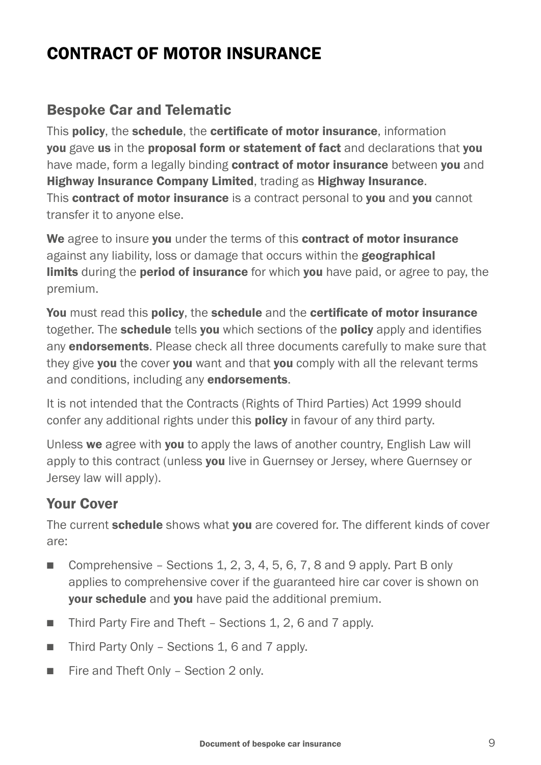# CONTRACT OF MOTOR INSURANCE

## Bespoke Car and Telematic

This **policy**, the **schedule**, the **certificate of motor insurance**, information **you** gave **us** in the **proposal form or statement of fact** and declarations that **you** have made, form a legally binding **contract of motor insurance** between **you** and **Highway Insurance Company Limited**, trading as **Highway Insurance**. This **contract of motor insurance** is a contract personal to **you** and **you** cannot transfer it to anyone else.

**We** agree to insure **you** under the terms of this **contract of motor insurance** against any liability, loss or damage that occurs within the **geographical limits** during the **period of insurance** for which **you** have paid, or agree to pay, the premium.

**You** must read this **policy**, the **schedule** and the **certificate of motor insurance** together. The **schedule** tells **you** which sections of the **policy** apply and identifies any **endorsements**. Please check all three documents carefully to make sure that they give **you** the cover **you** want and that **you** comply with all the relevant terms and conditions, including any **endorsements**.

It is not intended that the Contracts (Rights of Third Parties) Act 1999 should confer any additional rights under this **policy** in favour of any third party.

Unless **we** agree with **you** to apply the laws of another country, English Law will apply to this contract (unless **you** live in Guernsey or Jersey, where Guernsey or Jersey law will apply).

## Your Cover

The current **schedule** shows what **you** are covered for. The different kinds of cover are:

- Comprehensive – Sections 1, 2, 3, 4, 5, 6, 7, 8 and 9 apply. Part B only applies to comprehensive cover if the guaranteed hire car cover is shown on **your schedule** and **you** have paid the additional premium.
- Third Party Fire and Theft – Sections 1, 2, 6 and 7 apply.
- Third Party Only – Sections 1, 6 and 7 apply.
- Fire and Theft Only – Section 2 only.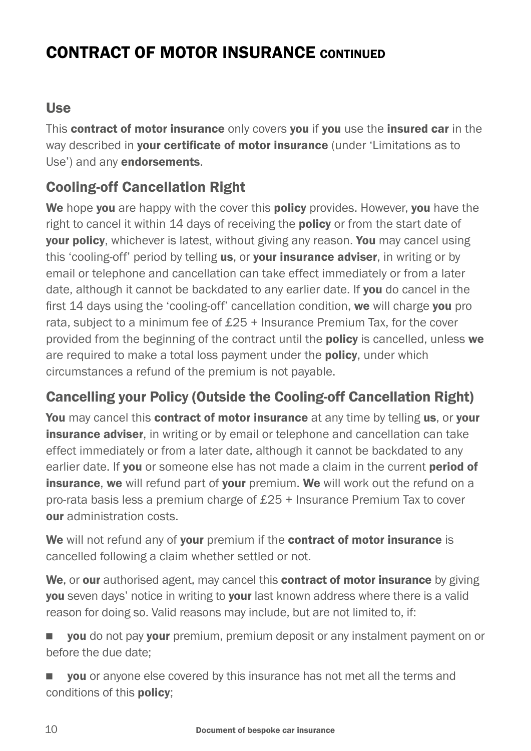# CONTRACT OF MOTOR INSURANCE CONTINUED

## Use

This **contract of motor insurance** only covers **you** if **you** use the **insured car** in the way described in **your certificate of motor insurance** (under 'Limitations as to Use') and any **endorsements**.

## Cooling-off Cancellation Right

**We** hope **you** are happy with the cover this **policy** provides. However, **you** have the right to cancel it within 14 days of receiving the **policy** or from the start date of **your policy**, whichever is latest, without giving any reason. **You** may cancel using this 'cooling-off' period by telling **us**, or **your insurance adviser**, in writing or by email or telephone and cancellation can take effect immediately or from a later date, although it cannot be backdated to any earlier date. If **you** do cancel in the first 14 days using the 'cooling-off' cancellation condition, **we** will charge **you** pro rata, subject to a minimum fee of £25 + Insurance Premium Tax, for the cover provided from the beginning of the contract until the **policy** is cancelled, unless **we** are required to make a total loss payment under the **policy**, under which circumstances a refund of the premium is not payable.

## Cancelling your Policy (Outside the Cooling-off Cancellation Right)

**You** may cancel this **contract of motor insurance** at any time by telling **us**, or **your insurance adviser**, in writing or by email or telephone and cancellation can take effect immediately or from a later date, although it cannot be backdated to any earlier date. If **you** or someone else has not made a claim in the current **period of insurance**, **we** will refund part of **your** premium. **We** will work out the refund on a pro-rata basis less a premium charge of £25 + Insurance Premium Tax to cover **our** administration costs.

**We** will not refund any of **your** premium if the **contract of motor insurance** is cancelled following a claim whether settled or not.

**We**, or **our** authorised agent, may cancel this **contract of motor insurance** by giving **you** seven days' notice in writing to **your** last known address where there is a valid reason for doing so. Valid reasons may include, but are not limited to, if:

- **you** do not pay **your** premium, premium deposit or any instalment payment on or before the due date;
- **you** or anyone else covered by this insurance has not met all the terms and conditions of this **policy**;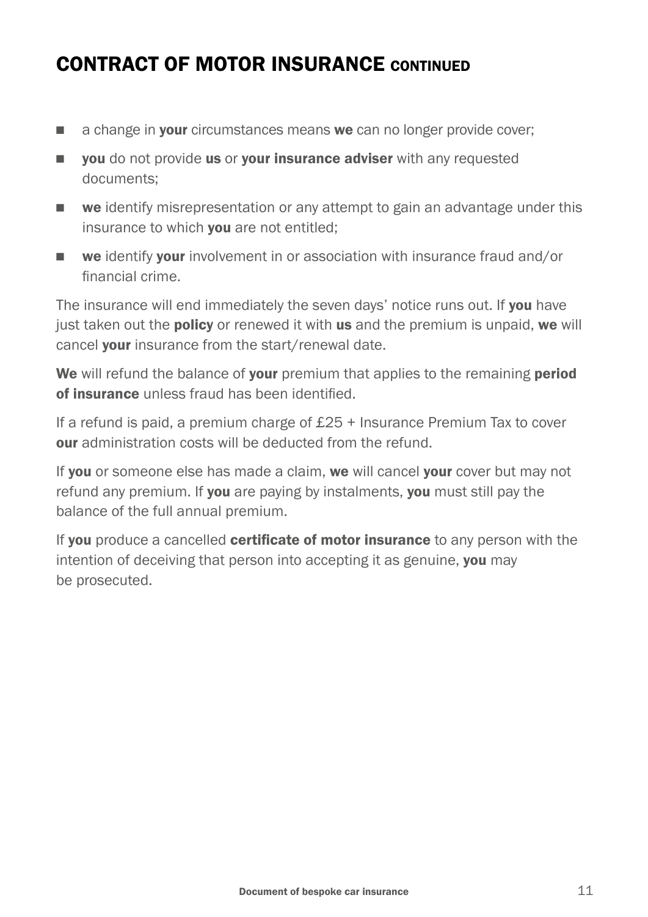## CONTRACT OF MOTOR INSURANCE CONTINUED

- a change in **your** circumstances means **we** can no longer provide cover;
- **you** do not provide **us** or **your insurance adviser** with any requested documents;
- **we** identify misrepresentation or any attempt to gain an advantage under this insurance to which **you** are not entitled;
- **we** identify **your** involvement in or association with insurance fraud and/or financial crime.

The insurance will end immediately the seven days' notice runs out. If **you** have just taken out the **policy** or renewed it with **us** and the premium is unpaid, **we** will cancel **your** insurance from the start/renewal date.

**We** will refund the balance of **your** premium that applies to the remaining **period of insurance** unless fraud has been identified.

If a refund is paid, a premium charge of £25 + Insurance Premium Tax to cover **our** administration costs will be deducted from the refund.

If **you** or someone else has made a claim, **we** will cancel **your** cover but may not refund any premium. If **you** are paying by instalments, **you** must still pay the balance of the full annual premium.

If **you** produce a cancelled **certificate of motor insurance** to any person with the intention of deceiving that person into accepting it as genuine, **you** may be prosecuted.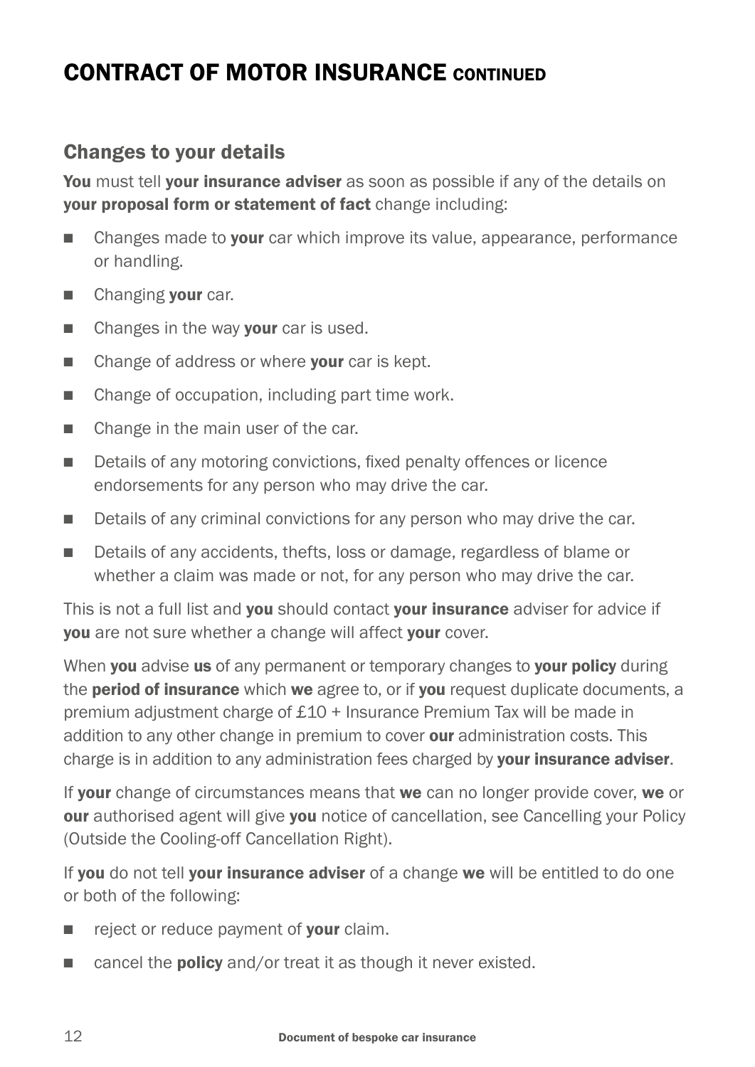# CONTRACT OF MOTOR INSURANCE CONTINUED

## Changes to your details

**You** must tell **your insurance adviser** as soon as possible if any of the details on **your proposal form or statement of fact** change including:

- Changes made to **your** car which improve its value, appearance, performance or handling.
- Changing **your** car.
- Changes in the way **your** car is used.
- Change of address or where **your** car is kept.
- Change of occupation, including part time work.
- Change in the main user of the car.
- Details of any motoring convictions, fixed penalty offences or licence endorsements for any person who may drive the car.
- Details of any criminal convictions for any person who may drive the car.
- Details of any accidents, thefts, loss or damage, regardless of blame or whether a claim was made or not, for any person who may drive the car.

This is not a full list and **you** should contact **your insurance** adviser for advice if **you** are not sure whether a change will affect **your** cover.

When **you** advise **us** of any permanent or temporary changes to **your policy** during the **period of insurance** which **we** agree to, or if **you** request duplicate documents, a premium adjustment charge of £10 + Insurance Premium Tax will be made in addition to any other change in premium to cover **our** administration costs. This charge is in addition to any administration fees charged by **your insurance adviser**.

If **your** change of circumstances means that **we** can no longer provide cover, **we** or **our** authorised agent will give **you** notice of cancellation, see Cancelling your Policy (Outside the Cooling-off Cancellation Right).

If **you** do not tell **your insurance adviser** of a change **we** will be entitled to do one or both of the following:

- reject or reduce payment of **your** claim.
- cancel the **policy** and/or treat it as though it never existed.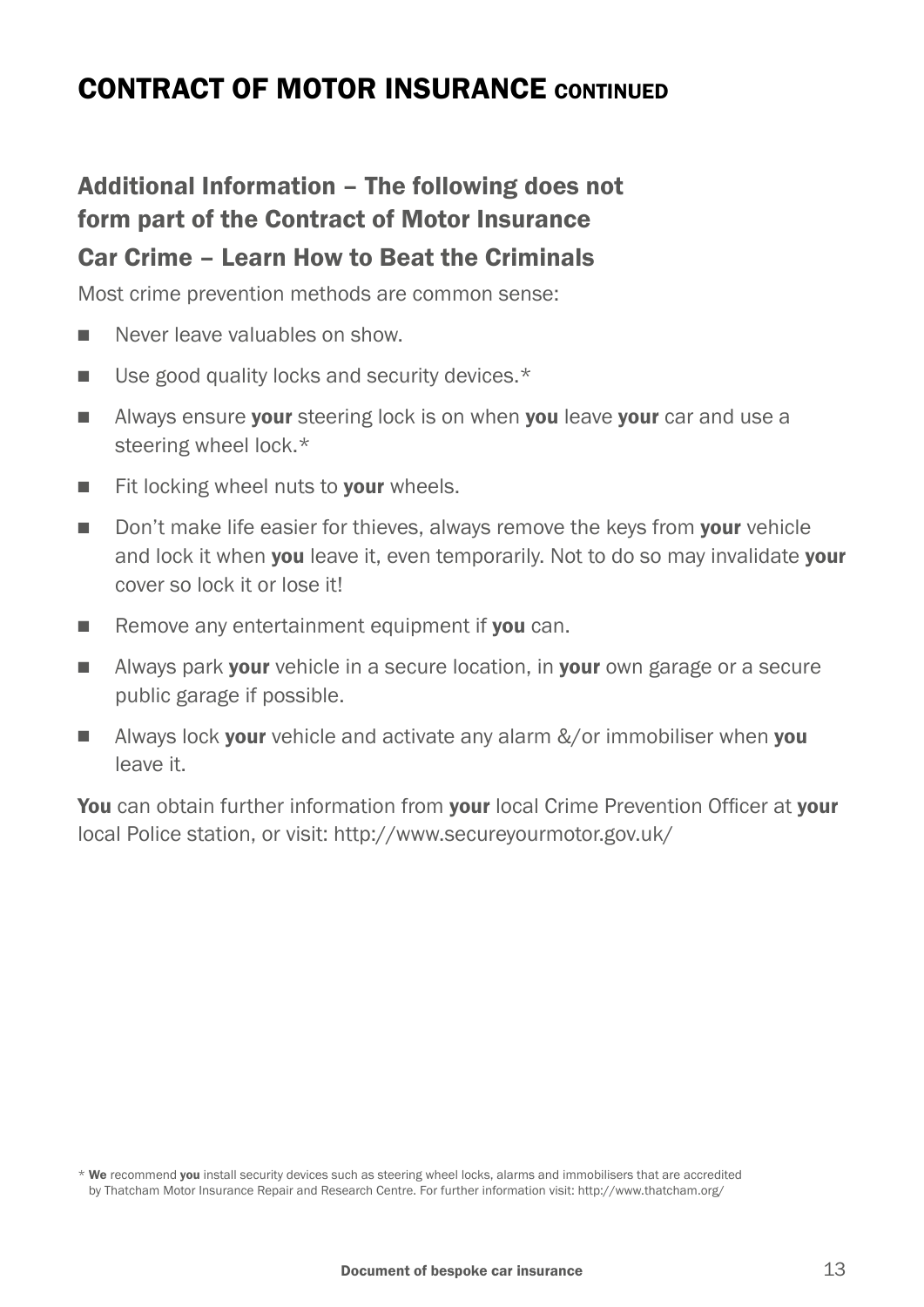# CONTRACT OF MOTOR INSURANCE CONTINUED

## Additional Information – The following does not form part of the Contract of Motor Insurance

### Car Crime – Learn How to Beat the Criminals

Most crime prevention methods are common sense:

- Never leave valuables on show.
- Use good quality locks and security devices.*
- Always ensure **your** steering lock is on when **you** leave **your** car and use a steering wheel lock.*
- Fit locking wheel nuts to **your** wheels.
- Don't make life easier for thieves, always remove the keys from **your** vehicle and lock it when **you** leave it, even temporarily. Not to do so may invalidate **your** cover so lock it or lose it!
- Remove any entertainment equipment if **you** can.
- Always park **your** vehicle in a secure location, in **your** own garage or a secure public garage if possible.
- Always lock **your** vehicle and activate any alarm &/or immobiliser when **you** leave it.

**You** can obtain further information from **your** local Crime Prevention Officer at **your** local Police station, or visit: http://www.secureyourmotor.gov.uk/

\* **We** recommend **you** install security devices such as steering wheel locks, alarms and immobilisers that are accredited by Thatcham Motor Insurance Repair and Research Centre. For further information visit: http://www.thatcham.org/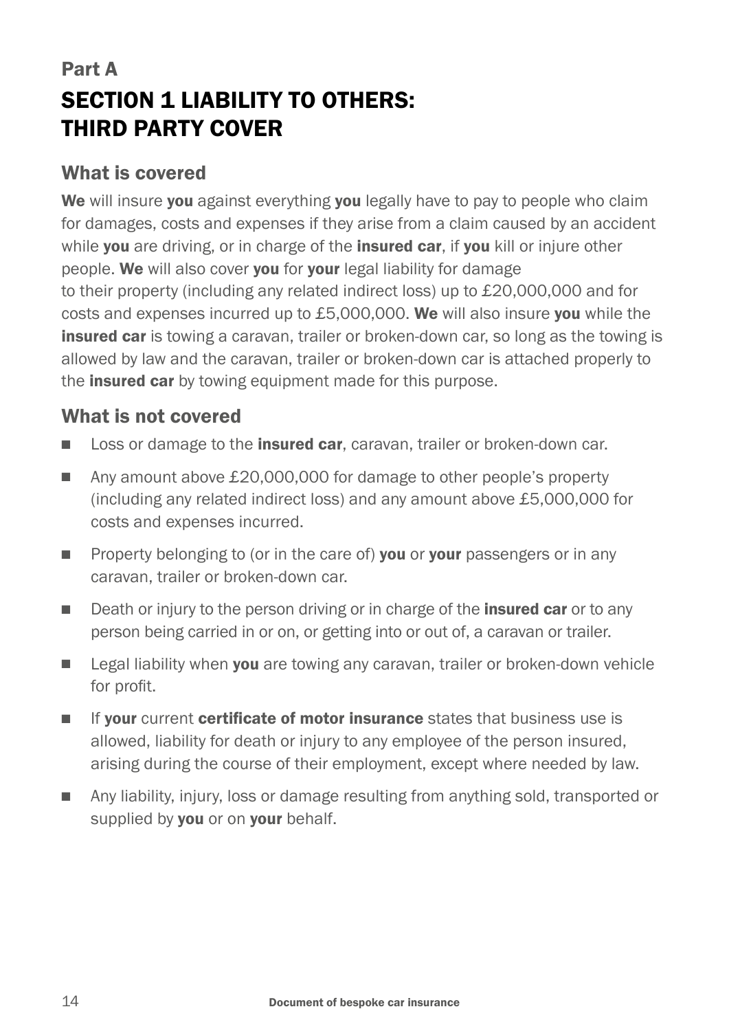## Part A

# SECTION 1 LIABILITY TO OTHERS: THIRD PARTY COVER

### What is covered

**We** will insure **you** against everything **you** legally have to pay to people who claim for damages, costs and expenses if they arise from a claim caused by an accident while **you** are driving, or in charge of the **insured car**, if **you** kill or injure other people. **We** will also cover **you** for **your** legal liability for damage to their property (including any related indirect loss) up to £20,000,000 and for costs and expenses incurred up to £5,000,000. **We** will also insure **you** while the **insured car** is towing a caravan, trailer or broken-down car, so long as the towing is allowed by law and the caravan, trailer or broken-down car is attached properly to the **insured car** by towing equipment made for this purpose.

### What is not covered

- Loss or damage to the **insured car**, caravan, trailer or broken-down car.
- Any amount above £20,000,000 for damage to other people's property (including any related indirect loss) and any amount above £5,000,000 for costs and expenses incurred.
- Property belonging to (or in the care of) **you** or **your** passengers or in any caravan, trailer or broken-down car.
- Death or injury to the person driving or in charge of the **insured car** or to any person being carried in or on, or getting into or out of, a caravan or trailer.
- Legal liability when **you** are towing any caravan, trailer or broken-down vehicle for profit.
- If **your** current **certificate of motor insurance** states that business use is allowed, liability for death or injury to any employee of the person insured, arising during the course of their employment, except where needed by law.
- Any liability, injury, loss or damage resulting from anything sold, transported or supplied by **you** or on **your** behalf.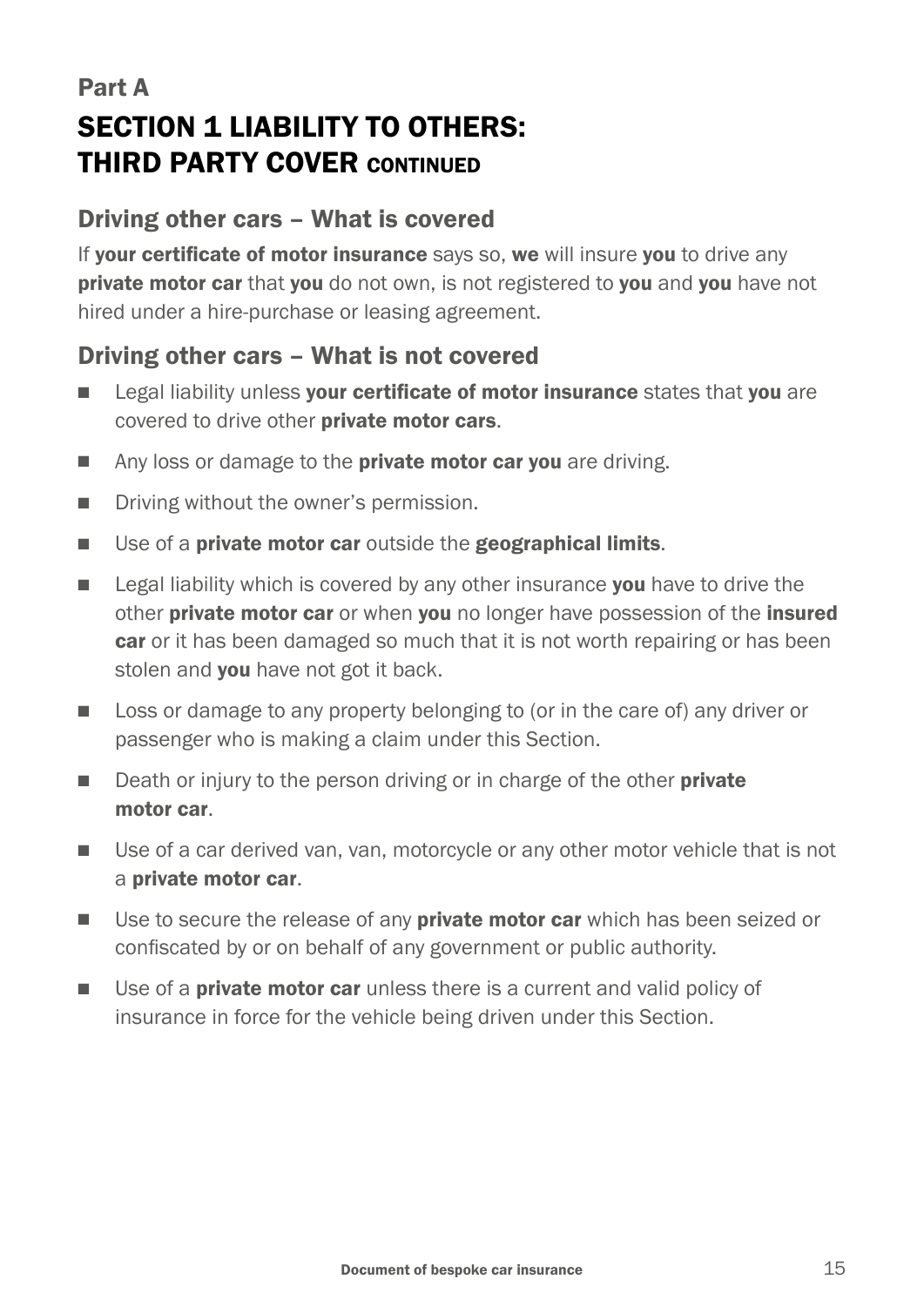## Part A

# SECTION 1 LIABILITY TO OTHERS: THIRD PARTY COVER CONTINUED

### Driving other cars – What is covered

If **your certificate of motor insurance** says so, **we** will insure **you** to drive any **private motor car** that **you** do not own, is not registered to **you** and **you** have not hired under a hire-purchase or leasing agreement.

### Driving other cars – What is not covered

- Legal liability unless **your certificate of motor insurance** states that **you** are covered to drive other **private motor cars**.
- Any loss or damage to the **private motor car you** are driving.
- Driving without the owner's permission.
- Use of a **private motor car** outside the **geographical limits**.
- Legal liability which is covered by any other insurance **you** have to drive the other **private motor car** or when **you** no longer have possession of the **insured car** or it has been damaged so much that it is not worth repairing or has been stolen and **you** have not got it back.
- Loss or damage to any property belonging to (or in the care of) any driver or passenger who is making a claim under this Section.
- Death or injury to the person driving or in charge of the other **private motor car**.
- Use of a car derived van, van, motorcycle or any other motor vehicle that is not a **private motor car**.
- Use to secure the release of any **private motor car** which has been seized or confiscated by or on behalf of any government or public authority.
- Use of a **private motor car** unless there is a current and valid policy of insurance in force for the vehicle being driven under this Section.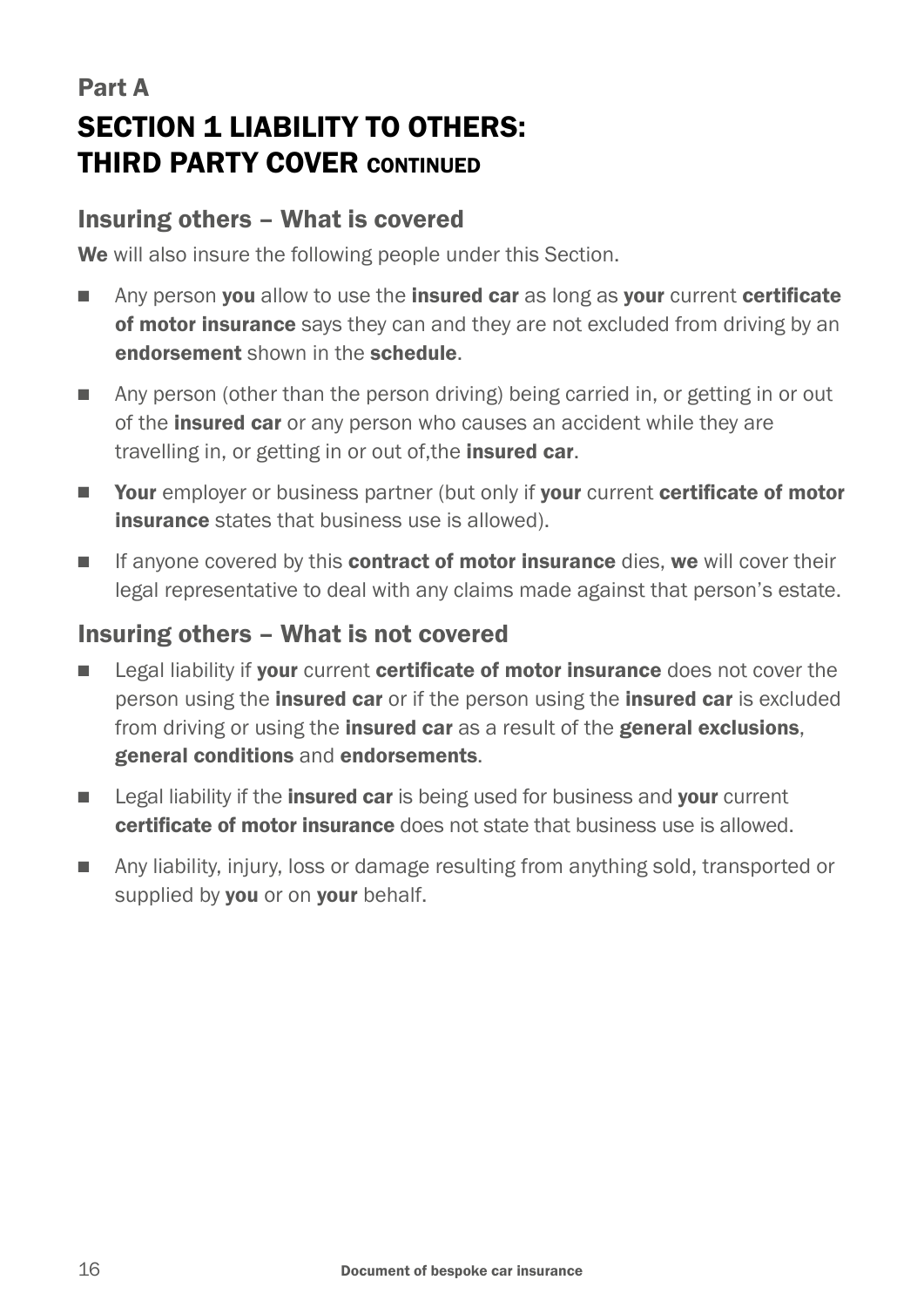Part A

# SECTION 1 LIABILITY TO OTHERS: THIRD PARTY COVER CONTINUED

## Insuring others – What is covered

**We** will also insure the following people under this Section.

- Any person **you** allow to use the **insured car** as long as **your** current **certificate of motor insurance** says they can and they are not excluded from driving by an **endorsement** shown in the **schedule**.
- Any person (other than the person driving) being carried in, or getting in or out of the **insured car** or any person who causes an accident while they are travelling in, or getting in or out of,the **insured car**.
- **Your** employer or business partner (but only if **your** current **certificate of motor insurance** states that business use is allowed).
- If anyone covered by this **contract of motor insurance** dies, **we** will cover their legal representative to deal with any claims made against that person's estate.

## Insuring others – What is not covered

- Legal liability if **your** current **certificate of motor insurance** does not cover the person using the **insured car** or if the person using the **insured car** is excluded from driving or using the **insured car** as a result of the **general exclusions**, **general conditions** and **endorsements**.
- Legal liability if the **insured car** is being used for business and **your** current **certificate of motor insurance** does not state that business use is allowed.
- Any liability, injury, loss or damage resulting from anything sold, transported or supplied by **you** or on **your** behalf.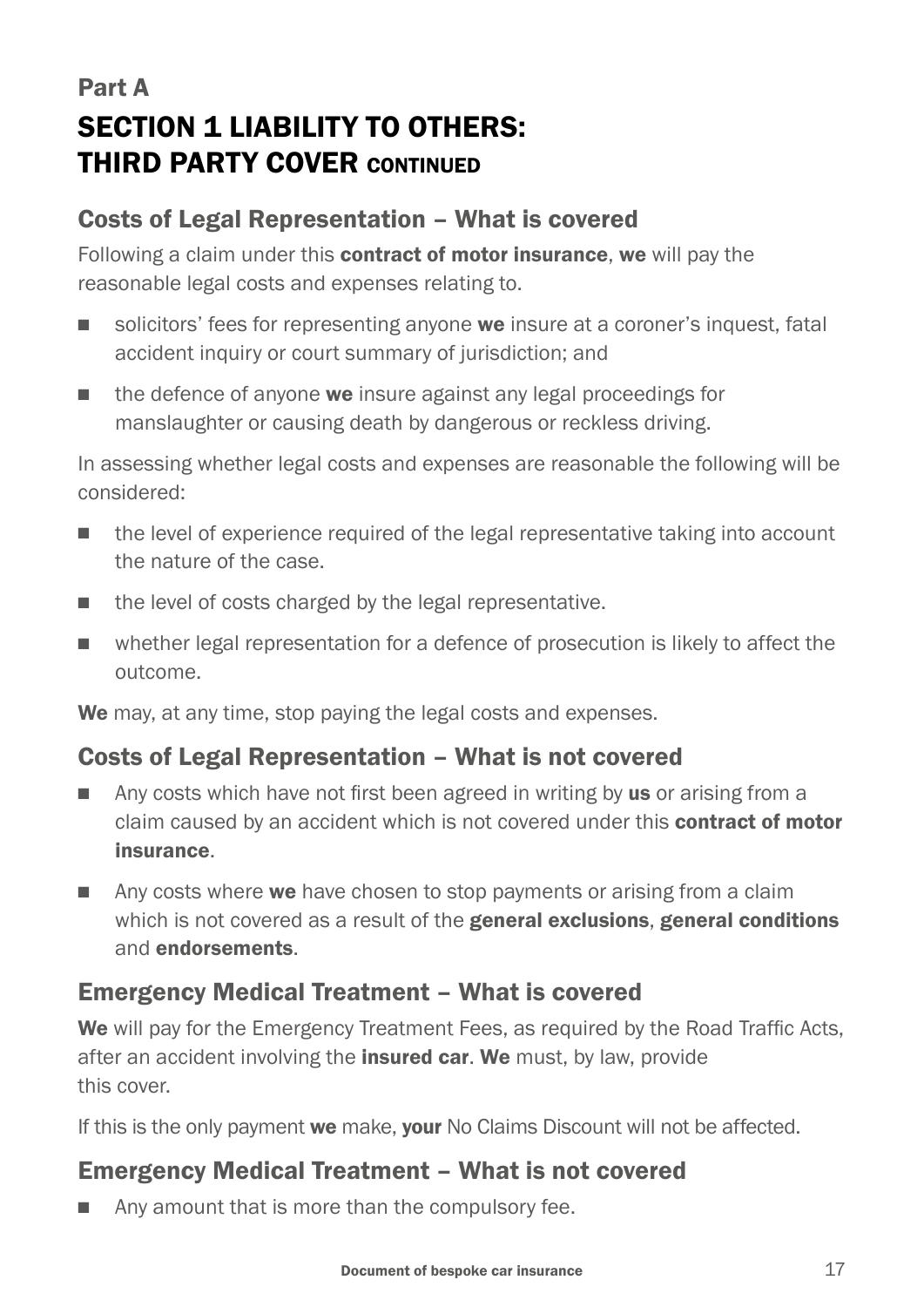## Part A

# SECTION 1 LIABILITY TO OTHERS: THIRD PARTY COVER CONTINUED

### Costs of Legal Representation – What is covered

Following a claim under this **contract of motor insurance**, **we** will pay the reasonable legal costs and expenses relating to.

- solicitors' fees for representing anyone **we** insure at a coroner's inquest, fatal accident inquiry or court summary of jurisdiction; and
- the defence of anyone **we** insure against any legal proceedings for manslaughter or causing death by dangerous or reckless driving.

In assessing whether legal costs and expenses are reasonable the following will be considered:

- the level of experience required of the legal representative taking into account the nature of the case.
- the level of costs charged by the legal representative.
- whether legal representation for a defence of prosecution is likely to affect the outcome.

**We** may, at any time, stop paying the legal costs and expenses.

### Costs of Legal Representation – What is not covered

- Any costs which have not first been agreed in writing by **us** or arising from a claim caused by an accident which is not covered under this **contract of motor insurance**.
- Any costs where **we** have chosen to stop payments or arising from a claim which is not covered as a result of the **general exclusions**, **general conditions** and **endorsements**.

### Emergency Medical Treatment – What is covered

**We** will pay for the Emergency Treatment Fees, as required by the Road Traffic Acts, after an accident involving the **insured car**. **We** must, by law, provide this cover.

If this is the only payment **we** make, **your** No Claims Discount will not be affected.

### Emergency Medical Treatment – What is not covered

- Any amount that is more than the compulsory fee.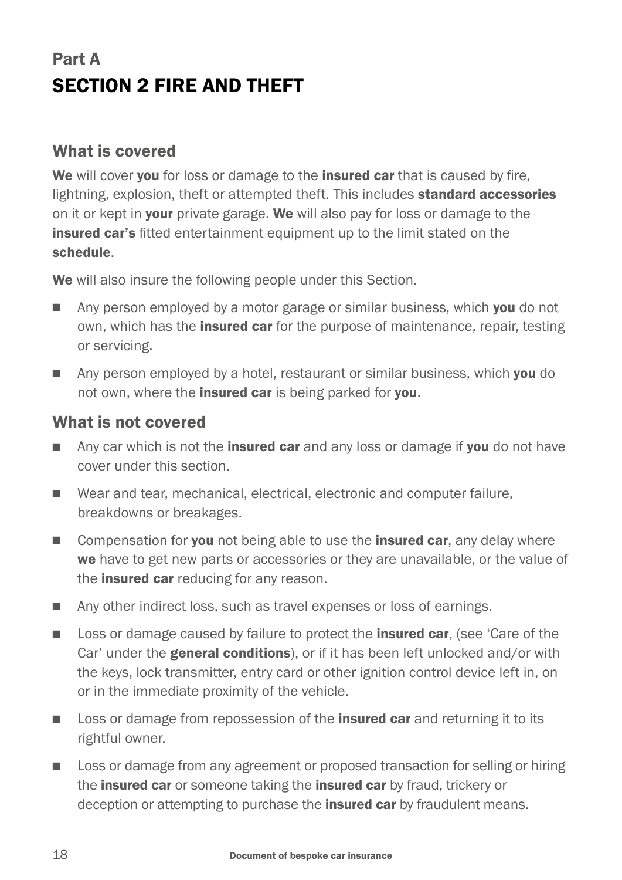## Part A
# SECTION 2 FIRE AND THEFT

### What is covered

**We** will cover **you** for loss or damage to the **insured car** that is caused by fire, lightning, explosion, theft or attempted theft. This includes **standard accessories** on it or kept in **your** private garage. **We** will also pay for loss or damage to the **insured car's** fitted entertainment equipment up to the limit stated on the **schedule**.

**We** will also insure the following people under this Section.

- Any person employed by a motor garage or similar business, which **you** do not own, which has the **insured car** for the purpose of maintenance, repair, testing or servicing.
- Any person employed by a hotel, restaurant or similar business, which **you** do not own, where the **insured car** is being parked for **you**.

### What is not covered

- Any car which is not the **insured car** and any loss or damage if **you** do not have cover under this section.
- Wear and tear, mechanical, electrical, electronic and computer failure, breakdowns or breakages.
- Compensation for **you** not being able to use the **insured car**, any delay where **we** have to get new parts or accessories or they are unavailable, or the value of the **insured car** reducing for any reason.
- Any other indirect loss, such as travel expenses or loss of earnings.
- Loss or damage caused by failure to protect the **insured car**, (see 'Care of the Car' under the **general conditions**), or if it has been left unlocked and/or with the keys, lock transmitter, entry card or other ignition control device left in, on or in the immediate proximity of the vehicle.
- Loss or damage from repossession of the **insured car** and returning it to its rightful owner.
- Loss or damage from any agreement or proposed transaction for selling or hiring the **insured car** or someone taking the **insured car** by fraud, trickery or deception or attempting to purchase the **insured car** by fraudulent means.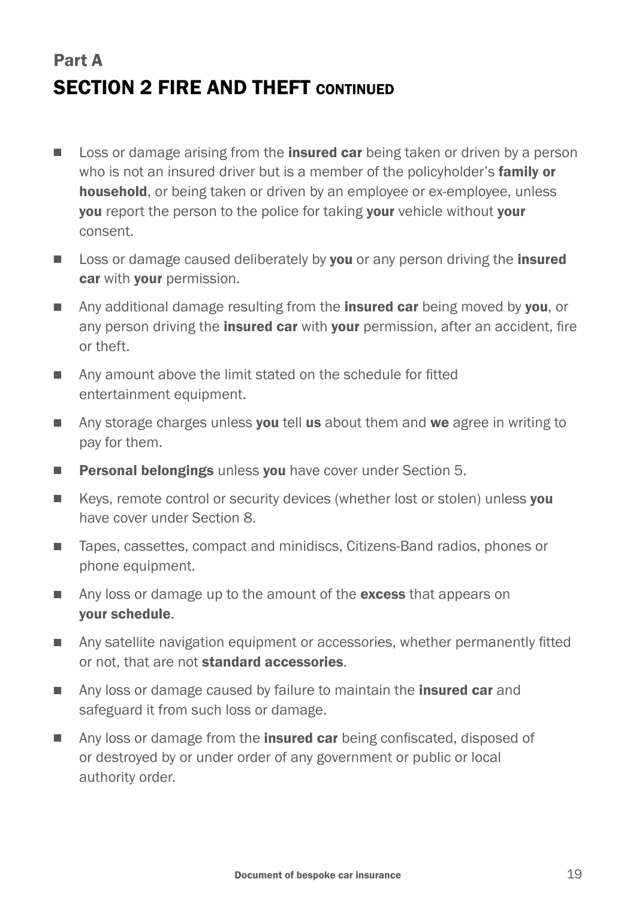## Part A

## SECTION 2 FIRE AND THEFT CONTINUED

- Loss or damage arising from the **insured car** being taken or driven by a person who is not an insured driver but is a member of the policyholder's **family or household**, or being taken or driven by an employee or ex-employee, unless **you** report the person to the police for taking **your** vehicle without **your** consent.
- Loss or damage caused deliberately by **you** or any person driving the **insured car** with **your** permission.
- Any additional damage resulting from the **insured car** being moved by **you**, or any person driving the **insured car** with **your** permission, after an accident, fire or theft.
- Any amount above the limit stated on the schedule for fitted entertainment equipment.
- Any storage charges unless **you** tell **us** about them and **we** agree in writing to pay for them.
- **Personal belongings** unless **you** have cover under Section 5.
- Keys, remote control or security devices (whether lost or stolen) unless **you** have cover under Section 8.
- Tapes, cassettes, compact and minidiscs, Citizens-Band radios, phones or phone equipment.
- Any loss or damage up to the amount of the **excess** that appears on **your schedule**.
- Any satellite navigation equipment or accessories, whether permanently fitted or not, that are not **standard accessories**.
- Any loss or damage caused by failure to maintain the **insured car** and safeguard it from such loss or damage.
- Any loss or damage from the **insured car** being confiscated, disposed of or destroyed by or under order of any government or public or local authority order.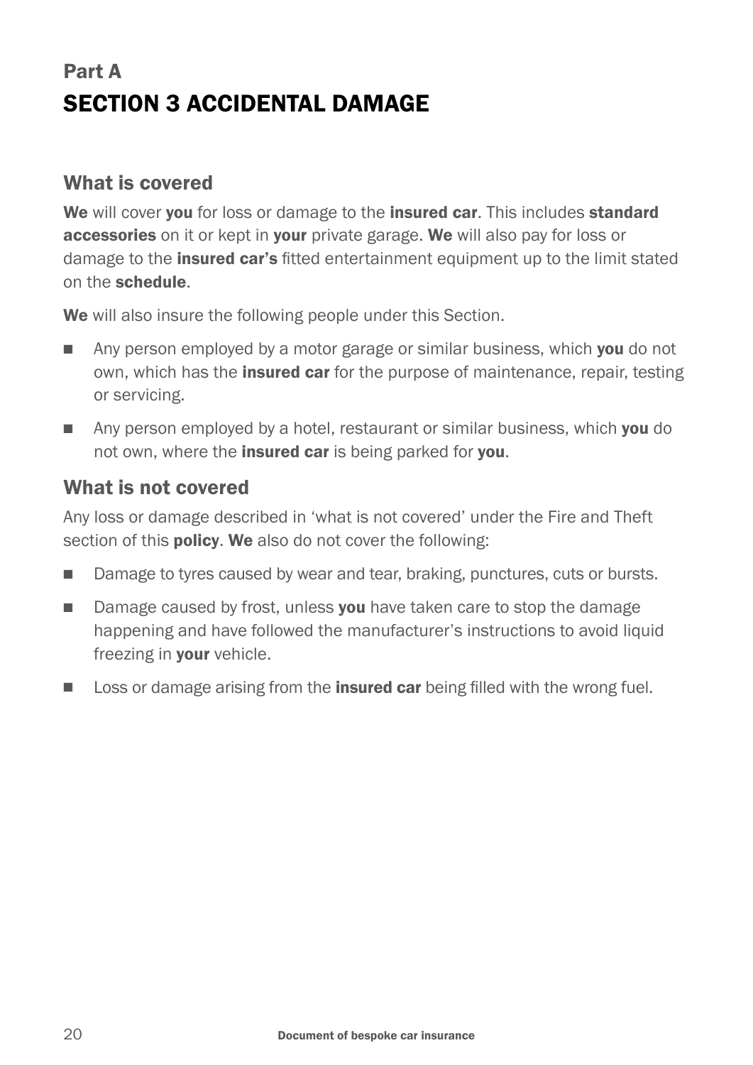## Part A
# SECTION 3 ACCIDENTAL DAMAGE

### What is covered

**We** will cover **you** for loss or damage to the **insured car**. This includes **standard accessories** on it or kept in **your** private garage. **We** will also pay for loss or damage to the **insured car's** fitted entertainment equipment up to the limit stated on the **schedule**.

**We** will also insure the following people under this Section.

- Any person employed by a motor garage or similar business, which **you** do not own, which has the **insured car** for the purpose of maintenance, repair, testing or servicing.
- Any person employed by a hotel, restaurant or similar business, which **you** do not own, where the **insured car** is being parked for **you**.

### What is not covered

Any loss or damage described in 'what is not covered' under the Fire and Theft section of this **policy**. **We** also do not cover the following:

- Damage to tyres caused by wear and tear, braking, punctures, cuts or bursts.
- Damage caused by frost, unless **you** have taken care to stop the damage happening and have followed the manufacturer's instructions to avoid liquid freezing in **your** vehicle.
- Loss or damage arising from the **insured car** being filled with the wrong fuel.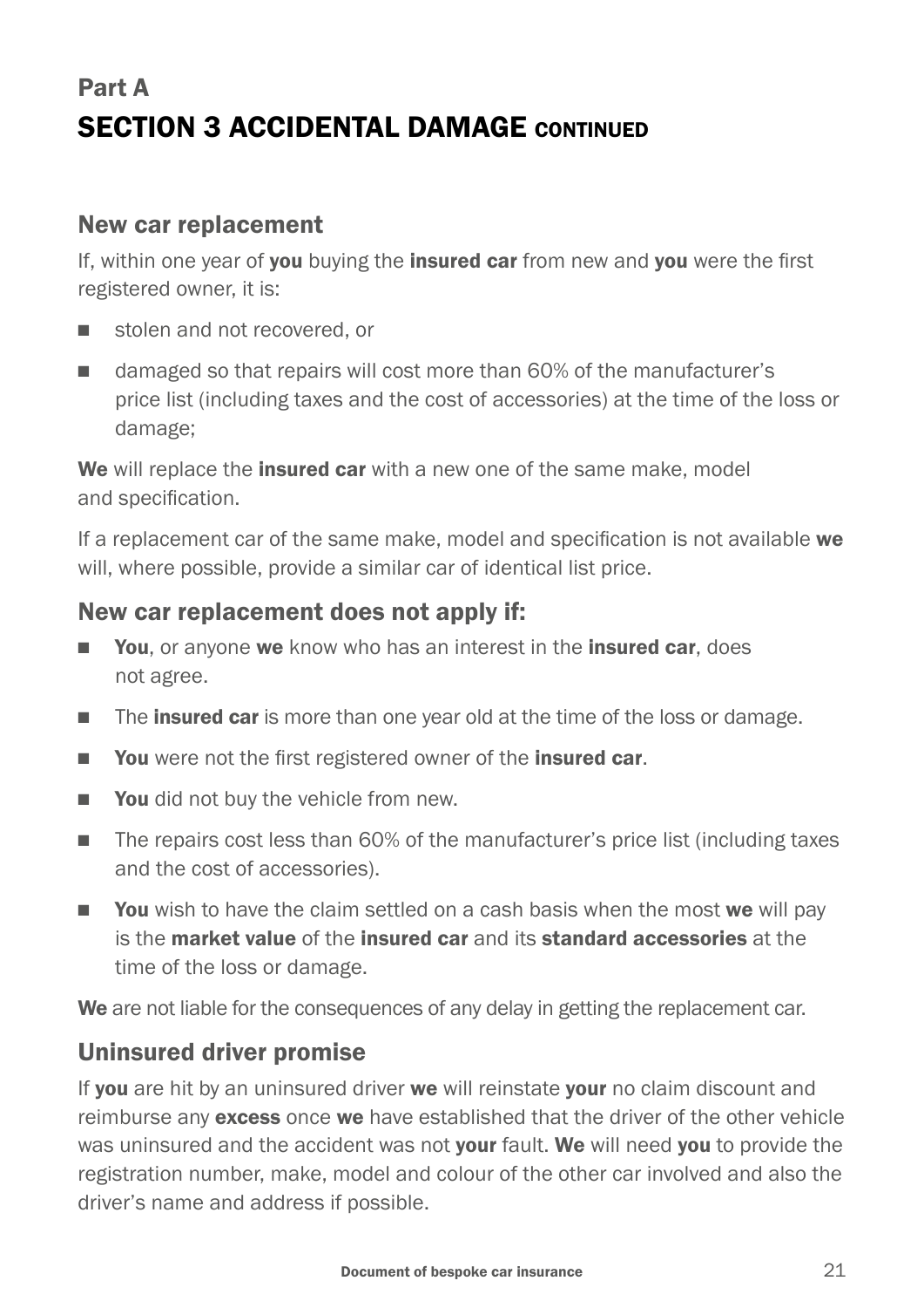# Part A

# SECTION 3 ACCIDENTAL DAMAGE CONTINUED

## New car replacement

If, within one year of **you** buying the **insured car** from new and **you** were the first registered owner, it is:

- stolen and not recovered, or
- damaged so that repairs will cost more than 60% of the manufacturer's price list (including taxes and the cost of accessories) at the time of the loss or damage;

**We** will replace the **insured car** with a new one of the same make, model and specification.

If a replacement car of the same make, model and specification is not available **we** will, where possible, provide a similar car of identical list price.

## New car replacement does not apply if:

- **You**, or anyone **we** know who has an interest in the **insured car**, does not agree.
- The **insured car** is more than one year old at the time of the loss or damage.
- **You** were not the first registered owner of the **insured car**.
- **You** did not buy the vehicle from new.
- The repairs cost less than 60% of the manufacturer's price list (including taxes and the cost of accessories).
- **You** wish to have the claim settled on a cash basis when the most **we** will pay is the **market value** of the **insured car** and its **standard accessories** at the time of the loss or damage.

**We** are not liable for the consequences of any delay in getting the replacement car.

## Uninsured driver promise

If **you** are hit by an uninsured driver **we** will reinstate **your** no claim discount and reimburse any **excess** once **we** have established that the driver of the other vehicle was uninsured and the accident was not **your** fault. **We** will need **you** to provide the registration number, make, model and colour of the other car involved and also the driver's name and address if possible.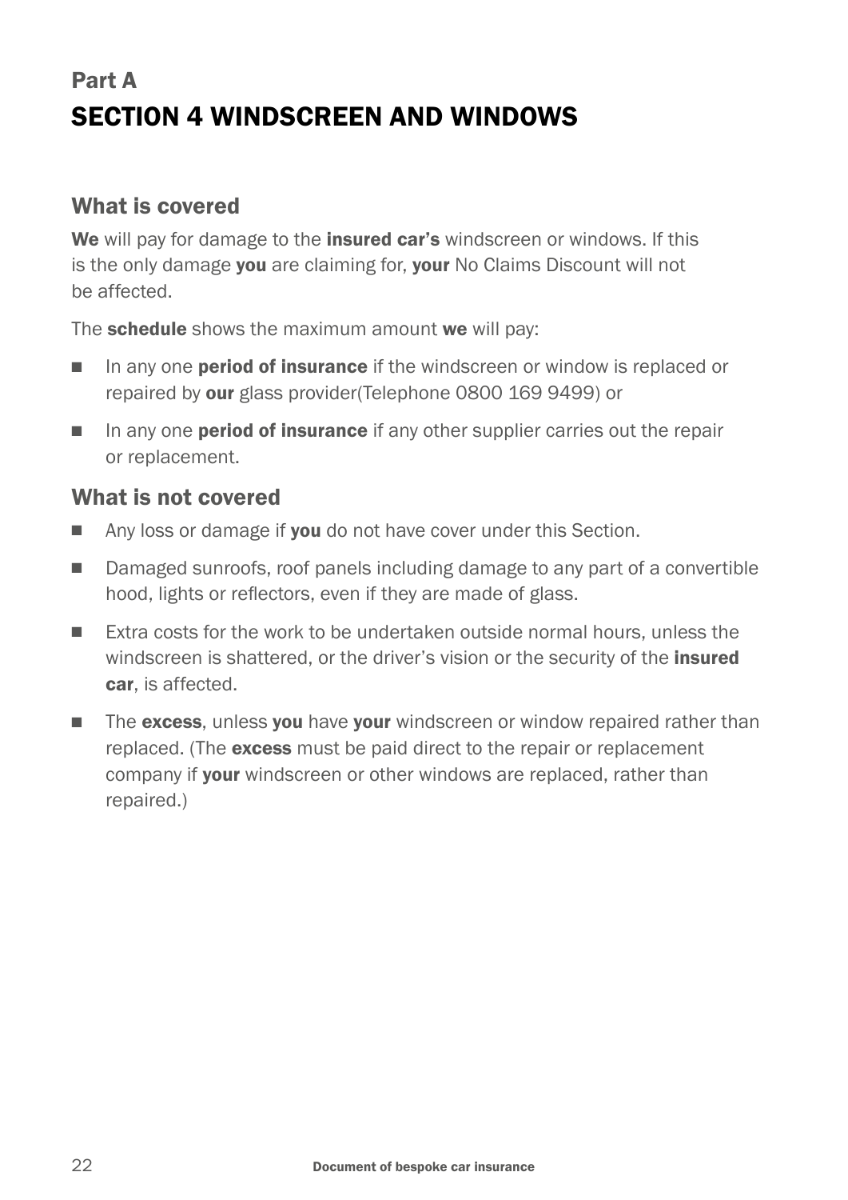## Part A

# SECTION 4 WINDSCREEN AND WINDOWS

### What is covered

**We** will pay for damage to the **insured car's** windscreen or windows. If this is the only damage **you** are claiming for, **your** No Claims Discount will not be affected.

The **schedule** shows the maximum amount **we** will pay:

- In any one **period of insurance** if the windscreen or window is replaced or repaired by **our** glass provider(Telephone 0800 169 9499) or
- In any one **period of insurance** if any other supplier carries out the repair or replacement.

### What is not covered

- Any loss or damage if **you** do not have cover under this Section.
- Damaged sunroofs, roof panels including damage to any part of a convertible hood, lights or reflectors, even if they are made of glass.
- Extra costs for the work to be undertaken outside normal hours, unless the windscreen is shattered, or the driver's vision or the security of the **insured car**, is affected.
- The **excess**, unless **you** have **your** windscreen or window repaired rather than replaced. (The **excess** must be paid direct to the repair or replacement company if **your** windscreen or other windows are replaced, rather than repaired.)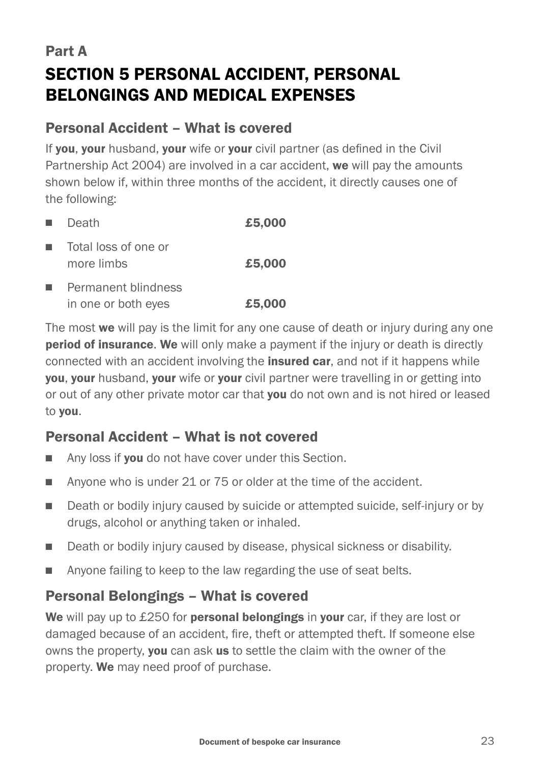## Part A

# SECTION 5 PERSONAL ACCIDENT, PERSONAL BELONGINGS AND MEDICAL EXPENSES

### Personal Accident – What is covered

If **you**, **your** husband, **your** wife or **your** civil partner (as defined in the Civil Partnership Act 2004) are involved in a car accident, **we** will pay the amounts shown below if, within three months of the accident, it directly causes one of the following:

- Death **£5,000**
- Total loss of one or more limbs **£5,000**
- Permanent blindness in one or both eyes **£5,000**

The most **we** will pay is the limit for any one cause of death or injury during any one **period of insurance**. **We** will only make a payment if the injury or death is directly connected with an accident involving the **insured car**, and not if it happens while **you**, **your** husband, **your** wife or **your** civil partner were travelling in or getting into or out of any other private motor car that **you** do not own and is not hired or leased to **you**.

### Personal Accident – What is not covered

- Any loss if **you** do not have cover under this Section.
- Anyone who is under 21 or 75 or older at the time of the accident.
- Death or bodily injury caused by suicide or attempted suicide, self-injury or by drugs, alcohol or anything taken or inhaled.
- Death or bodily injury caused by disease, physical sickness or disability.
- Anyone failing to keep to the law regarding the use of seat belts.

### Personal Belongings – What is covered

**We** will pay up to £250 for **personal belongings** in **your** car, if they are lost or damaged because of an accident, fire, theft or attempted theft. If someone else owns the property, **you** can ask **us** to settle the claim with the owner of the property. **We** may need proof of purchase.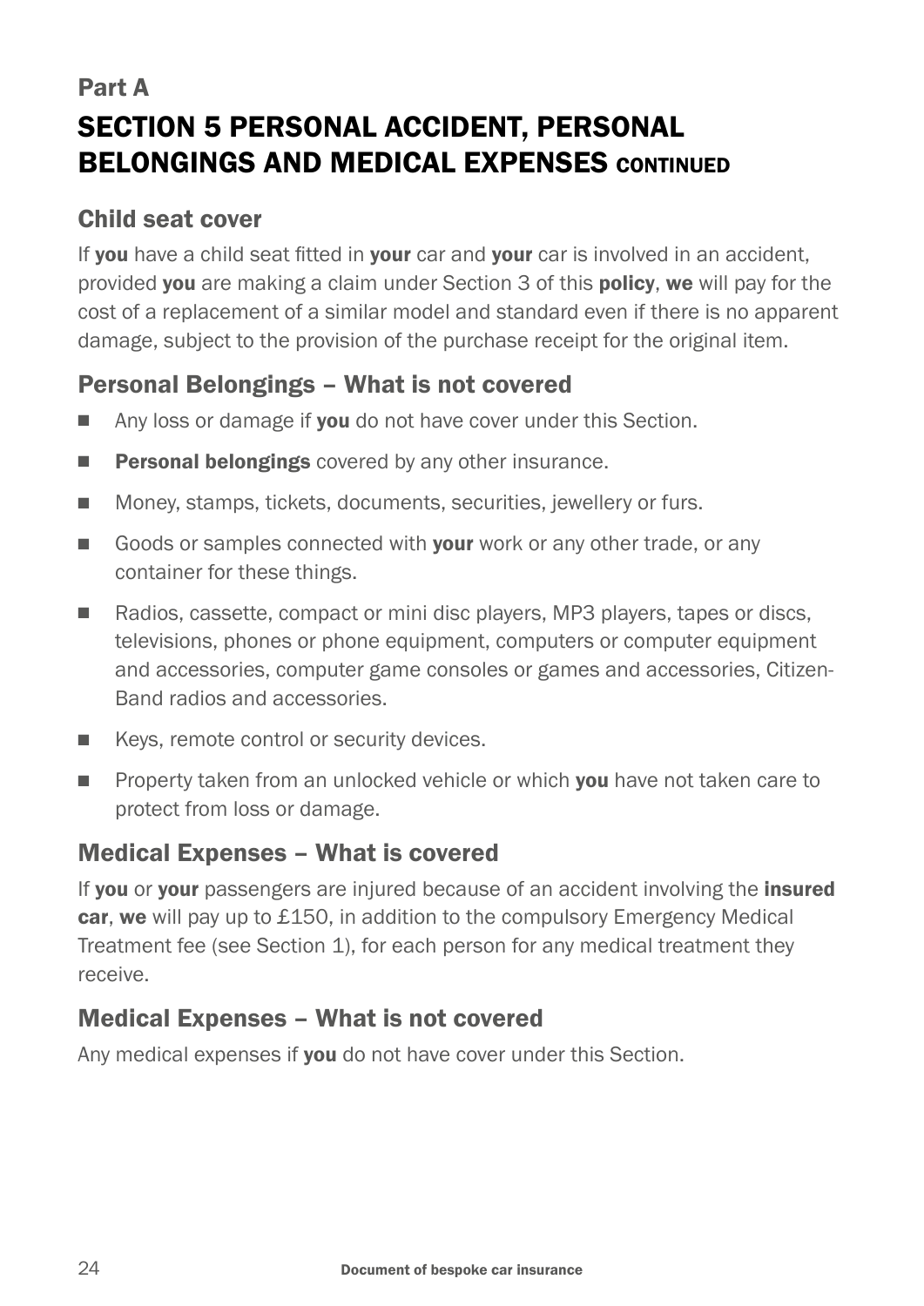Part A

# SECTION 5 PERSONAL ACCIDENT, PERSONAL BELONGINGS AND MEDICAL EXPENSES CONTINUED

## Child seat cover

If **you** have a child seat fitted in **your** car and **your** car is involved in an accident, provided **you** are making a claim under Section 3 of this **policy**, **we** will pay for the cost of a replacement of a similar model and standard even if there is no apparent damage, subject to the provision of the purchase receipt for the original item.

## Personal Belongings – What is not covered

- Any loss or damage if **you** do not have cover under this Section.
- **Personal belongings** covered by any other insurance.
- Money, stamps, tickets, documents, securities, jewellery or furs.
- Goods or samples connected with **your** work or any other trade, or any container for these things.
- Radios, cassette, compact or mini disc players, MP3 players, tapes or discs, televisions, phones or phone equipment, computers or computer equipment and accessories, computer game consoles or games and accessories, Citizen-Band radios and accessories.
- Keys, remote control or security devices.
- Property taken from an unlocked vehicle or which **you** have not taken care to protect from loss or damage.

## Medical Expenses – What is covered

If **you** or **your** passengers are injured because of an accident involving the **insured car**, **we** will pay up to £150, in addition to the compulsory Emergency Medical Treatment fee (see Section 1), for each person for any medical treatment they receive.

## Medical Expenses – What is not covered

Any medical expenses if **you** do not have cover under this Section.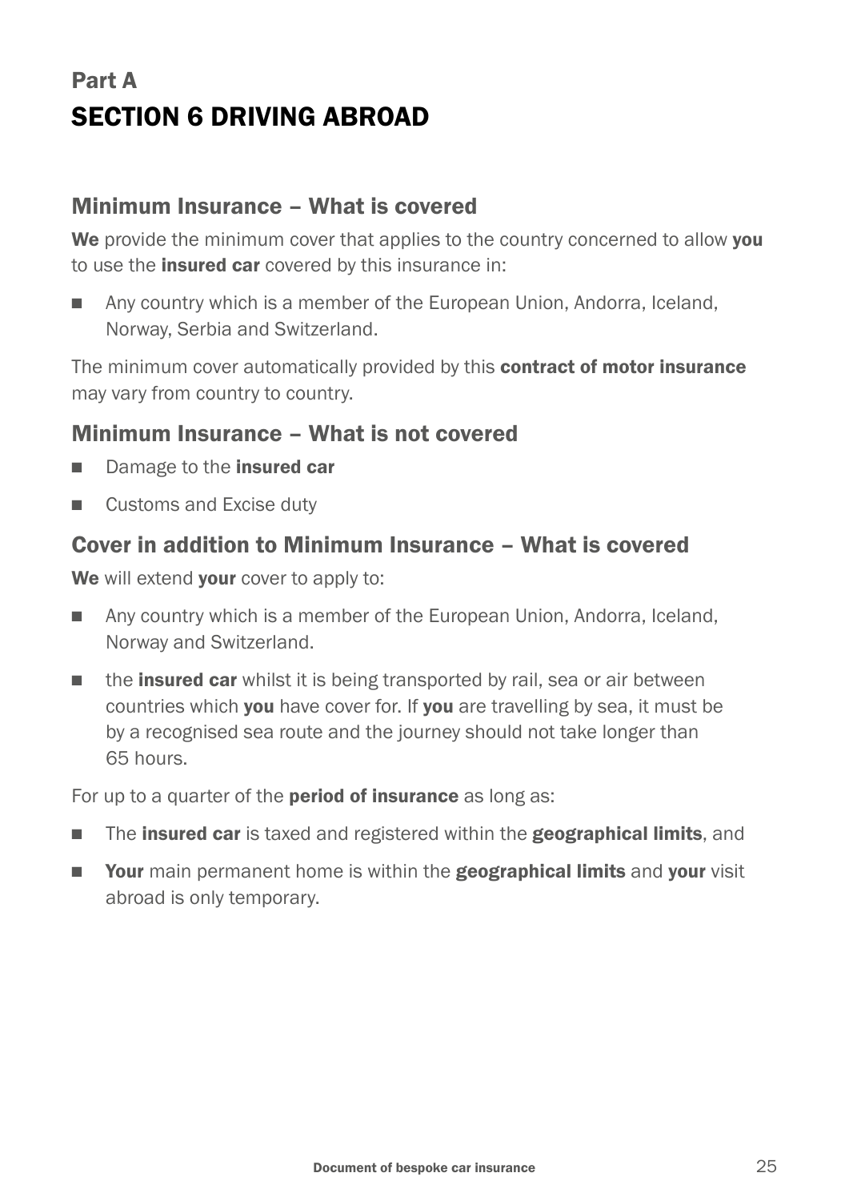## Part A

# SECTION 6 DRIVING ABROAD

### Minimum Insurance – What is covered

**We** provide the minimum cover that applies to the country concerned to allow **you** to use the **insured car** covered by this insurance in:

- Any country which is a member of the European Union, Andorra, Iceland, Norway, Serbia and Switzerland.

The minimum cover automatically provided by this **contract of motor insurance** may vary from country to country.

### Minimum Insurance – What is not covered

- Damage to the **insured car**
- Customs and Excise duty

### Cover in addition to Minimum Insurance – What is covered

**We** will extend **your** cover to apply to:

- Any country which is a member of the European Union, Andorra, Iceland, Norway and Switzerland.
- the **insured car** whilst it is being transported by rail, sea or air between countries which **you** have cover for. If **you** are travelling by sea, it must be by a recognised sea route and the journey should not take longer than 65 hours.

For up to a quarter of the **period of insurance** as long as:

- The **insured car** is taxed and registered within the **geographical limits**, and
- **Your** main permanent home is within the **geographical limits** and **your** visit abroad is only temporary.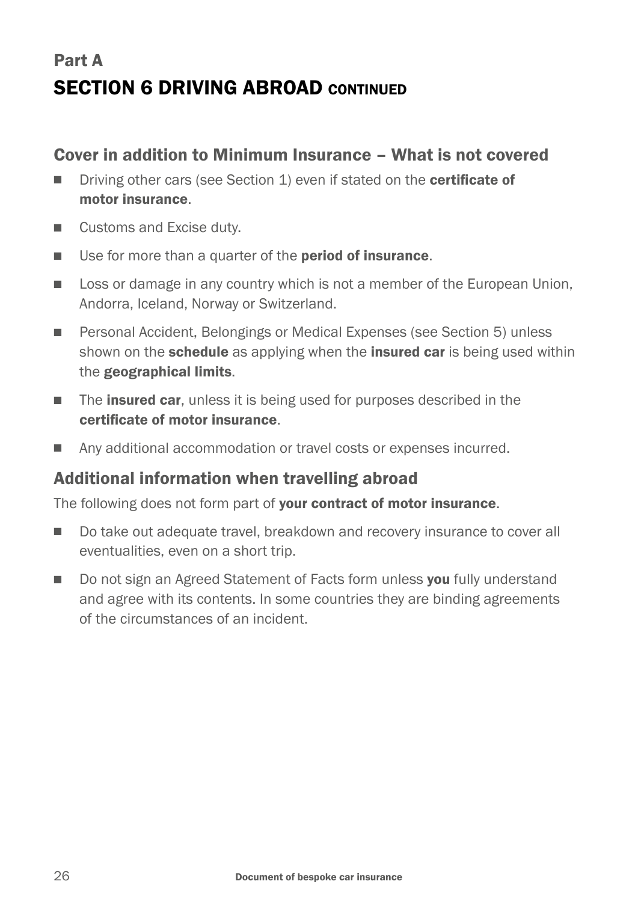## Part A

# SECTION 6 DRIVING ABROAD CONTINUED

### Cover in addition to Minimum Insurance – What is not covered

- Driving other cars (see Section 1) even if stated on the **certificate of motor insurance**.
- Customs and Excise duty.
- Use for more than a quarter of the **period of insurance**.
- Loss or damage in any country which is not a member of the European Union, Andorra, Iceland, Norway or Switzerland.
- Personal Accident, Belongings or Medical Expenses (see Section 5) unless shown on the **schedule** as applying when the **insured car** is being used within the **geographical limits**.
- The **insured car**, unless it is being used for purposes described in the **certificate of motor insurance**.
- Any additional accommodation or travel costs or expenses incurred.

### Additional information when travelling abroad

The following does not form part of **your contract of motor insurance**.

- Do take out adequate travel, breakdown and recovery insurance to cover all eventualities, even on a short trip.
- Do not sign an Agreed Statement of Facts form unless **you** fully understand and agree with its contents. In some countries they are binding agreements of the circumstances of an incident.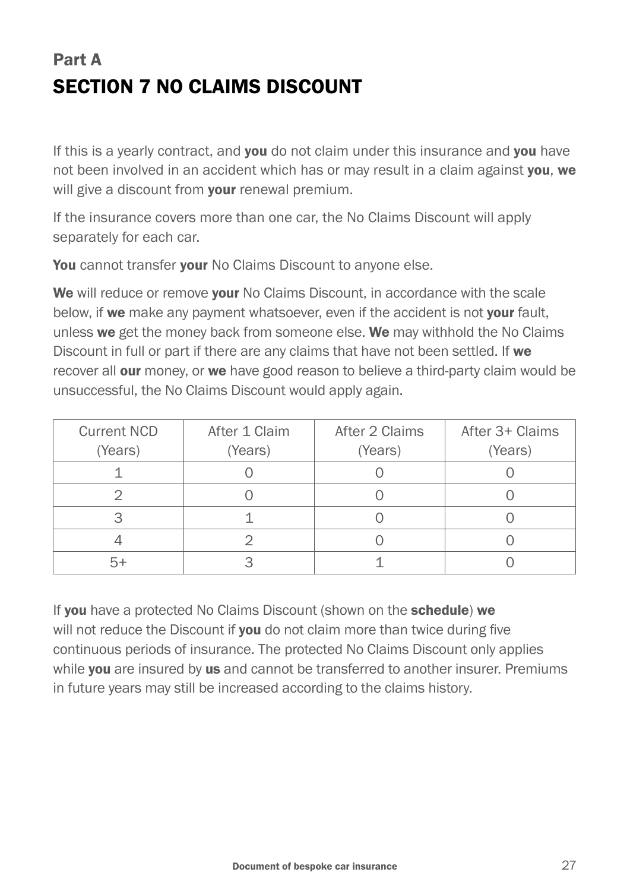## Part A

# SECTION 7 NO CLAIMS DISCOUNT

If this is a yearly contract, and **you** do not claim under this insurance and **you** have not been involved in an accident which has or may result in a claim against **you**, **we** will give a discount from **your** renewal premium.

If the insurance covers more than one car, the No Claims Discount will apply separately for each car.

**You** cannot transfer **your** No Claims Discount to anyone else.

**We** will reduce or remove **your** No Claims Discount, in accordance with the scale below, if **we** make any payment whatsoever, even if the accident is not **your** fault, unless **we** get the money back from someone else. **We** may withhold the No Claims Discount in full or part if there are any claims that have not been settled. If **we** recover all **our** money, or **we** have good reason to believe a third-party claim would be unsuccessful, the No Claims Discount would apply again.

| Current NCD (Years) | After 1 Claim (Years) | After 2 Claims (Years) | After 3+ Claims (Years) |
|---|---|---|---|
| 1 | 0 | 0 | 0 |
| 2 | 0 | 0 | 0 |
| 3 | 1 | 0 | 0 |
| 4 | 2 | 0 | 0 |
| 5+ | 3 | 1 | 0 |

If **you** have a protected No Claims Discount (shown on the **schedule**) **we** will not reduce the Discount if **you** do not claim more than twice during five continuous periods of insurance. The protected No Claims Discount only applies while **you** are insured by **us** and cannot be transferred to another insurer. Premiums in future years may still be increased according to the claims history.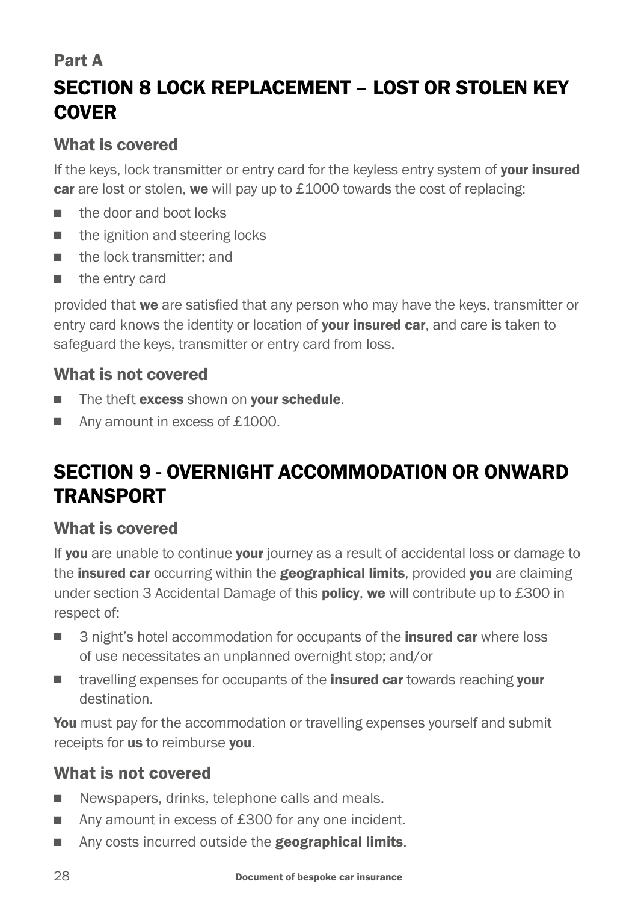## Part A

# SECTION 8 LOCK REPLACEMENT – LOST OR STOLEN KEY COVER

### What is covered

If the keys, lock transmitter or entry card for the keyless entry system of **your insured car** are lost or stolen, **we** will pay up to £1000 towards the cost of replacing:

- the door and boot locks
- the ignition and steering locks
- the lock transmitter; and
- the entry card

provided that **we** are satisfied that any person who may have the keys, transmitter or entry card knows the identity or location of **your insured car**, and care is taken to safeguard the keys, transmitter or entry card from loss.

### What is not covered

- The theft **excess** shown on **your schedule**.
- Any amount in excess of £1000.

# SECTION 9 - OVERNIGHT ACCOMMODATION OR ONWARD TRANSPORT

### What is covered

If **you** are unable to continue **your** journey as a result of accidental loss or damage to the **insured car** occurring within the **geographical limits**, provided **you** are claiming under section 3 Accidental Damage of this **policy**, **we** will contribute up to £300 in respect of:

- 3 night's hotel accommodation for occupants of the **insured car** where loss of use necessitates an unplanned overnight stop; and/or
- travelling expenses for occupants of the **insured car** towards reaching **your** destination.

**You** must pay for the accommodation or travelling expenses yourself and submit receipts for **us** to reimburse **you**.

### What is not covered

- Newspapers, drinks, telephone calls and meals.
- Any amount in excess of £300 for any one incident.
- Any costs incurred outside the **geographical limits**.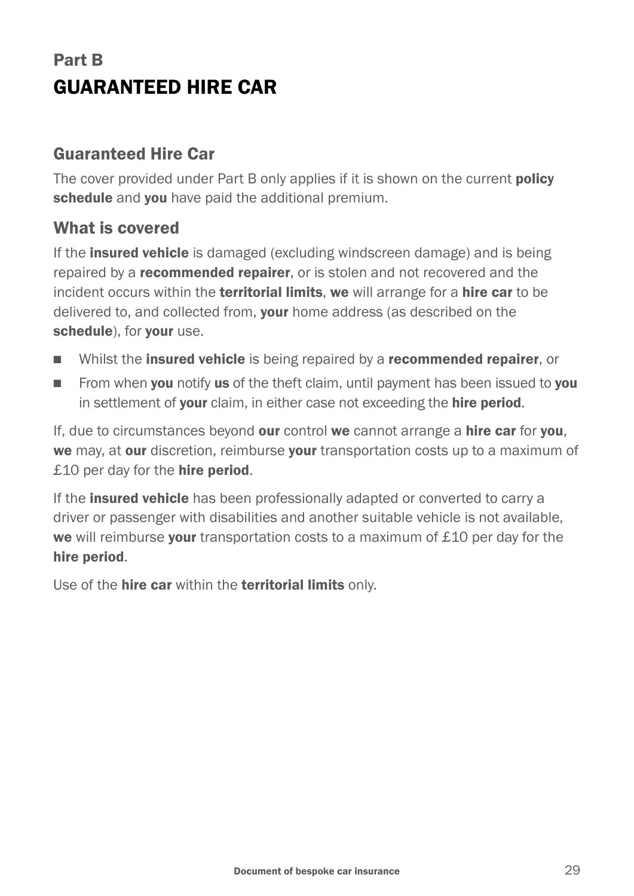# Part B
# GUARANTEED HIRE CAR

## Guaranteed Hire Car

The cover provided under Part B only applies if it is shown on the current **policy schedule** and **you** have paid the additional premium.

## What is covered

If the **insured vehicle** is damaged (excluding windscreen damage) and is being repaired by a **recommended repairer**, or is stolen and not recovered and the incident occurs within the **territorial limits**, **we** will arrange for a **hire car** to be delivered to, and collected from, **your** home address (as described on the **schedule**), for **your** use.

- Whilst the **insured vehicle** is being repaired by a **recommended repairer**, or
- From when **you** notify **us** of the theft claim, until payment has been issued to **you** in settlement of **your** claim, in either case not exceeding the **hire period**.

If, due to circumstances beyond **our** control **we** cannot arrange a **hire car** for **you**, **we** may, at **our** discretion, reimburse **your** transportation costs up to a maximum of £10 per day for the **hire period**.

If the **insured vehicle** has been professionally adapted or converted to carry a driver or passenger with disabilities and another suitable vehicle is not available, **we** will reimburse **your** transportation costs to a maximum of £10 per day for the **hire period**.

Use of the **hire car** within the **territorial limits** only.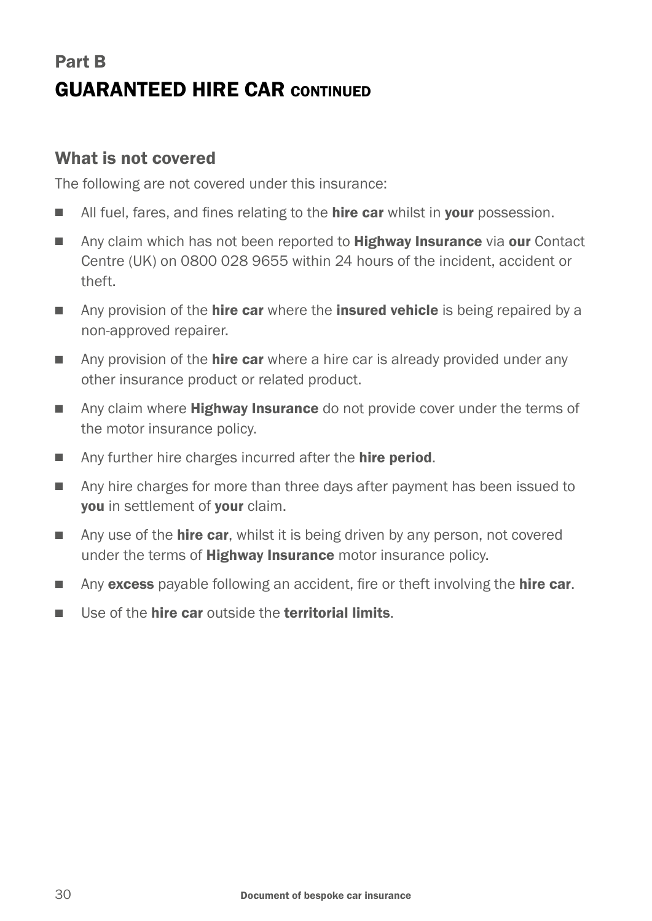## Part B
# GUARANTEED HIRE CAR CONTINUED

### What is not covered

The following are not covered under this insurance:

- All fuel, fares, and fines relating to the **hire car** whilst in **your** possession.
- Any claim which has not been reported to **Highway Insurance** via **our** Contact Centre (UK) on 0800 028 9655 within 24 hours of the incident, accident or theft.
- Any provision of the **hire car** where the **insured vehicle** is being repaired by a non-approved repairer.
- Any provision of the **hire car** where a hire car is already provided under any other insurance product or related product.
- Any claim where **Highway Insurance** do not provide cover under the terms of the motor insurance policy.
- Any further hire charges incurred after the **hire period**.
- Any hire charges for more than three days after payment has been issued to **you** in settlement of **your** claim.
- Any use of the **hire car**, whilst it is being driven by any person, not covered under the terms of **Highway Insurance** motor insurance policy.
- Any **excess** payable following an accident, fire or theft involving the **hire car**.
- Use of the **hire car** outside the **territorial limits**.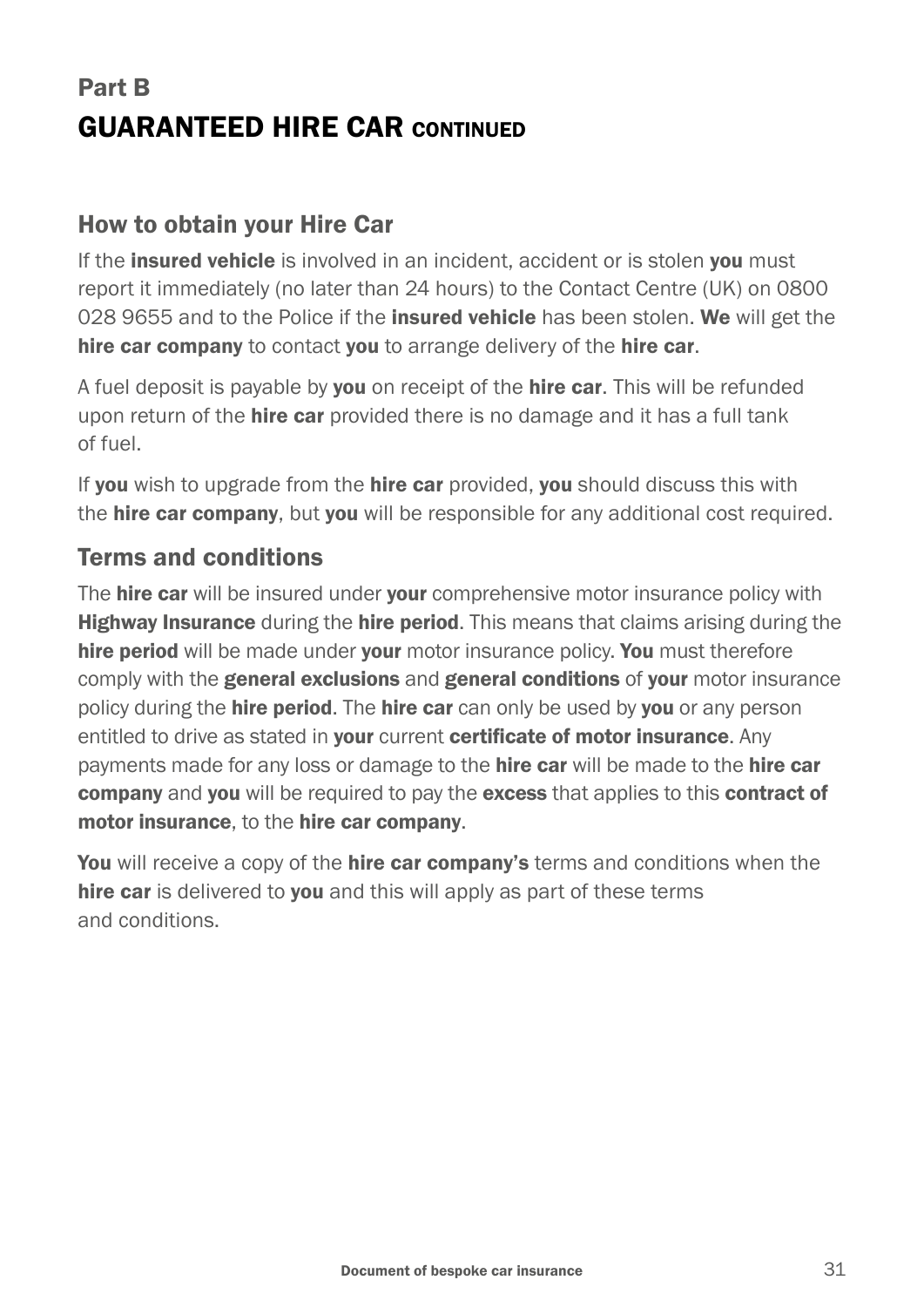# Part B
# GUARANTEED HIRE CAR CONTINUED

## How to obtain your Hire Car

If the **insured vehicle** is involved in an incident, accident or is stolen **you** must report it immediately (no later than 24 hours) to the Contact Centre (UK) on 0800 028 9655 and to the Police if the **insured vehicle** has been stolen. **We** will get the **hire car company** to contact **you** to arrange delivery of the **hire car**.

A fuel deposit is payable by **you** on receipt of the **hire car**. This will be refunded upon return of the **hire car** provided there is no damage and it has a full tank of fuel.

If **you** wish to upgrade from the **hire car** provided, **you** should discuss this with the **hire car company**, but **you** will be responsible for any additional cost required.

## Terms and conditions

The **hire car** will be insured under **your** comprehensive motor insurance policy with **Highway Insurance** during the **hire period**. This means that claims arising during the **hire period** will be made under **your** motor insurance policy. **You** must therefore comply with the **general exclusions** and **general conditions** of **your** motor insurance policy during the **hire period**. The **hire car** can only be used by **you** or any person entitled to drive as stated in **your** current **certificate of motor insurance**. Any payments made for any loss or damage to the **hire car** will be made to the **hire car company** and **you** will be required to pay the **excess** that applies to this **contract of motor insurance**, to the **hire car company**.

**You** will receive a copy of the **hire car company's** terms and conditions when the **hire car** is delivered to **you** and this will apply as part of these terms and conditions.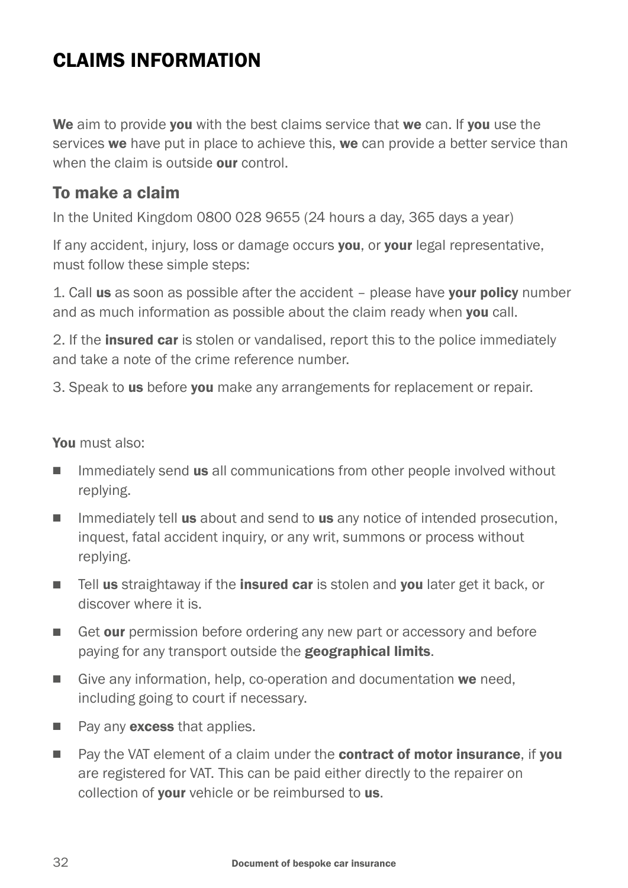# CLAIMS INFORMATION

**We** aim to provide **you** with the best claims service that **we** can. If **you** use the services **we** have put in place to achieve this, **we** can provide a better service than when the claim is outside **our** control.

## To make a claim

In the United Kingdom 0800 028 9655 (24 hours a day, 365 days a year)

If any accident, injury, loss or damage occurs **you**, or **your** legal representative, must follow these simple steps:

1. Call **us** as soon as possible after the accident – please have **your policy** number and as much information as possible about the claim ready when **you** call.

2. If the **insured car** is stolen or vandalised, report this to the police immediately and take a note of the crime reference number.

3. Speak to **us** before **you** make any arrangements for replacement or repair.

**You** must also:

- Immediately send **us** all communications from other people involved without replying.
- Immediately tell **us** about and send to **us** any notice of intended prosecution, inquest, fatal accident inquiry, or any writ, summons or process without replying.
- Tell **us** straightaway if the **insured car** is stolen and **you** later get it back, or discover where it is.
- Get **our** permission before ordering any new part or accessory and before paying for any transport outside the **geographical limits**.
- Give any information, help, co-operation and documentation **we** need, including going to court if necessary.
- Pay any **excess** that applies.
- Pay the VAT element of a claim under the **contract of motor insurance**, if **you** are registered for VAT. This can be paid either directly to the repairer on collection of **your** vehicle or be reimbursed to **us**.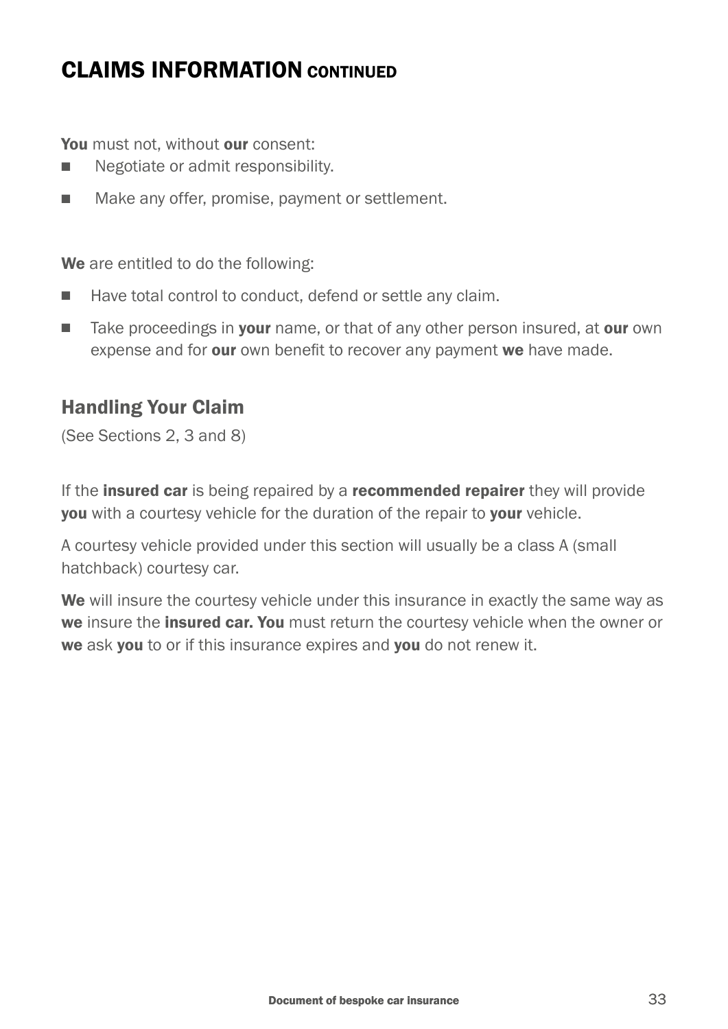## CLAIMS INFORMATION CONTINUED

**You** must not, without **our** consent:

- Negotiate or admit responsibility.
- Make any offer, promise, payment or settlement.

**We** are entitled to do the following:

- Have total control to conduct, defend or settle any claim.
- Take proceedings in **your** name, or that of any other person insured, at **our** own expense and for **our** own benefit to recover any payment **we** have made.

### Handling Your Claim

(See Sections 2, 3 and 8)

If the **insured car** is being repaired by a **recommended repairer** they will provide **you** with a courtesy vehicle for the duration of the repair to **your** vehicle.

A courtesy vehicle provided under this section will usually be a class A (small hatchback) courtesy car.

**We** will insure the courtesy vehicle under this insurance in exactly the same way as **we** insure the **insured car. You** must return the courtesy vehicle when the owner or **we** ask **you** to or if this insurance expires and **you** do not renew it.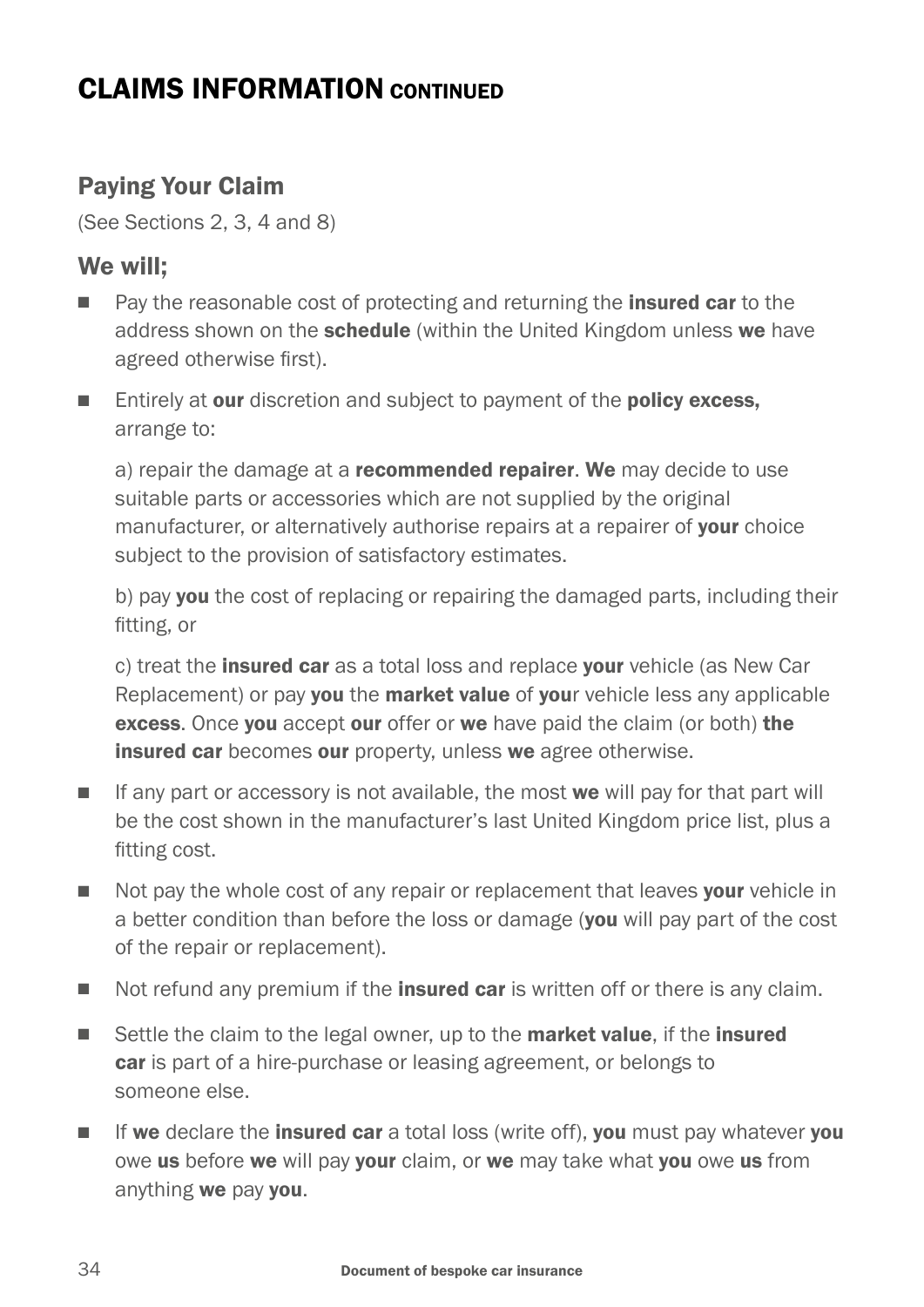# CLAIMS INFORMATION CONTINUED

## Paying Your Claim

(See Sections 2, 3, 4 and 8)

## We will;

- Pay the reasonable cost of protecting and returning the **insured car** to the address shown on the **schedule** (within the United Kingdom unless **we** have agreed otherwise first).
- Entirely at **our** discretion and subject to payment of the **policy excess,** arrange to:

  a) repair the damage at a **recommended repairer**. **We** may decide to use suitable parts or accessories which are not supplied by the original manufacturer, or alternatively authorise repairs at a repairer of **your** choice subject to the provision of satisfactory estimates.

  b) pay **you** the cost of replacing or repairing the damaged parts, including their fitting, or

  c) treat the **insured car** as a total loss and replace **your** vehicle (as New Car Replacement) or pay **you** the **market value** of **you**r vehicle less any applicable **excess**. Once **you** accept **our** offer or **we** have paid the claim (or both) **the insured car** becomes **our** property, unless **we** agree otherwise.

- If any part or accessory is not available, the most **we** will pay for that part will be the cost shown in the manufacturer's last United Kingdom price list, plus a fitting cost.
- Not pay the whole cost of any repair or replacement that leaves **your** vehicle in a better condition than before the loss or damage (**you** will pay part of the cost of the repair or replacement).
- Not refund any premium if the **insured car** is written off or there is any claim.
- Settle the claim to the legal owner, up to the **market value**, if the **insured car** is part of a hire-purchase or leasing agreement, or belongs to someone else.
- If **we** declare the **insured car** a total loss (write off), **you** must pay whatever **you** owe **us** before **we** will pay **your** claim, or **we** may take what **you** owe **us** from anything **we** pay **you**.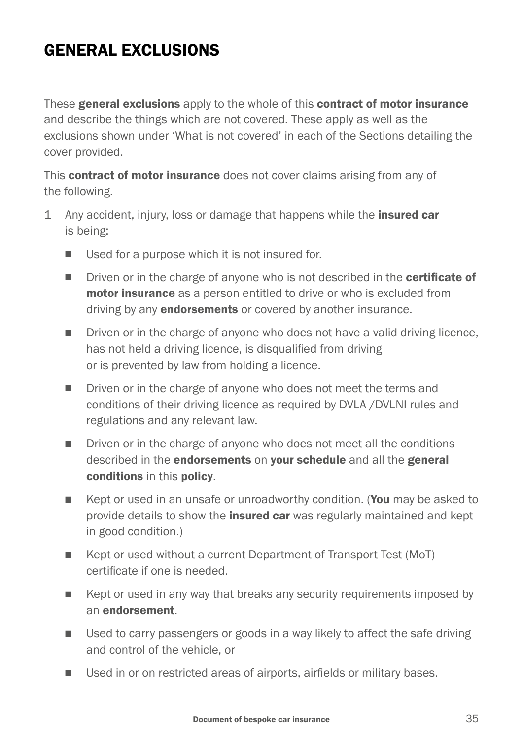# GENERAL EXCLUSIONS

These **general exclusions** apply to the whole of this **contract of motor insurance** and describe the things which are not covered. These apply as well as the exclusions shown under 'What is not covered' in each of the Sections detailing the cover provided.

This **contract of motor insurance** does not cover claims arising from any of the following.

1. Any accident, injury, loss or damage that happens while the **insured car** is being:
   - Used for a purpose which it is not insured for.
   - Driven or in the charge of anyone who is not described in the **certificate of motor insurance** as a person entitled to drive or who is excluded from driving by any **endorsements** or covered by another insurance.
   - Driven or in the charge of anyone who does not have a valid driving licence, has not held a driving licence, is disqualified from driving or is prevented by law from holding a licence.
   - Driven or in the charge of anyone who does not meet the terms and conditions of their driving licence as required by DVLA /DVLNI rules and regulations and any relevant law.
   - Driven or in the charge of anyone who does not meet all the conditions described in the **endorsements** on **your schedule** and all the **general conditions** in this **policy**.
   - Kept or used in an unsafe or unroadworthy condition. (**You** may be asked to provide details to show the **insured car** was regularly maintained and kept in good condition.)
   - Kept or used without a current Department of Transport Test (MoT) certificate if one is needed.
   - Kept or used in any way that breaks any security requirements imposed by an **endorsement**.
   - Used to carry passengers or goods in a way likely to affect the safe driving and control of the vehicle, or
   - Used in or on restricted areas of airports, airfields or military bases.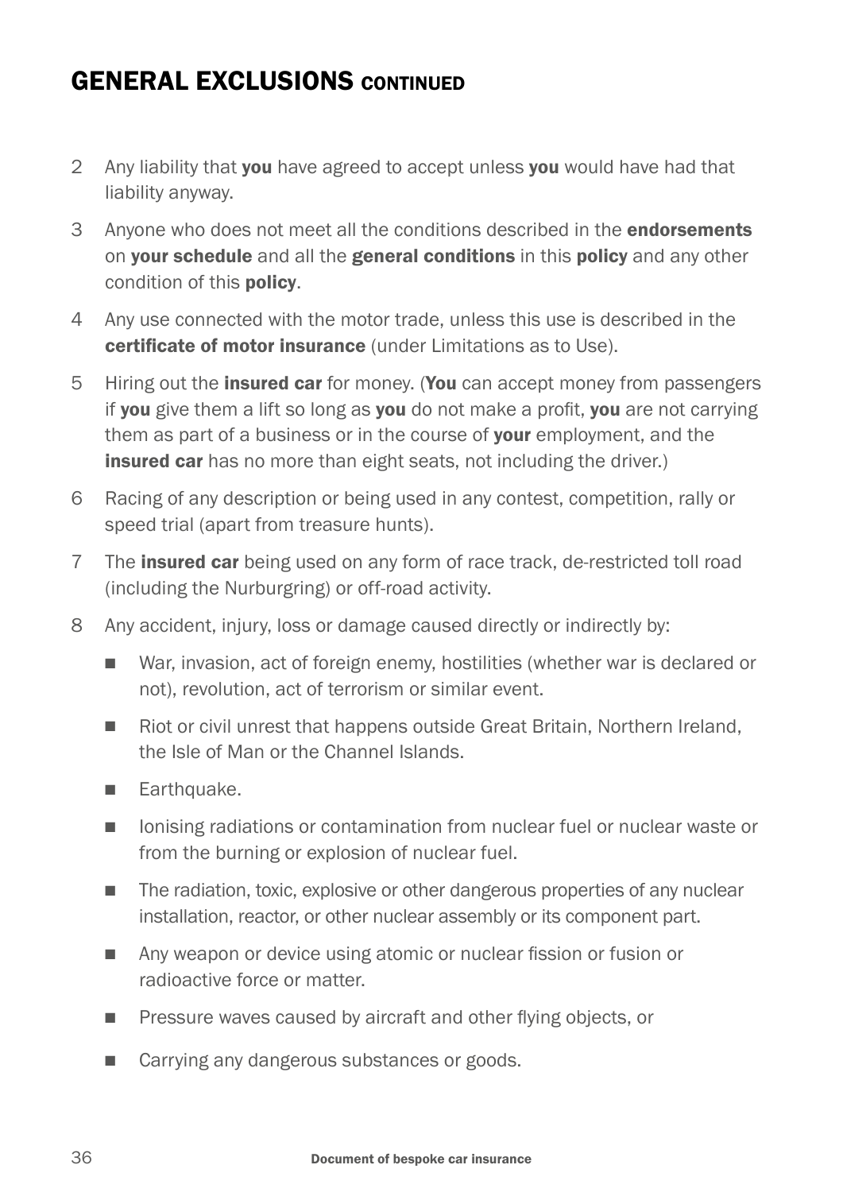## GENERAL EXCLUSIONS CONTINUED

2 Any liability that **you** have agreed to accept unless **you** would have had that liability anyway.

3 Anyone who does not meet all the conditions described in the **endorsements** on **your schedule** and all the **general conditions** in this **policy** and any other condition of this **policy**.

4 Any use connected with the motor trade, unless this use is described in the **certificate of motor insurance** (under Limitations as to Use).

5 Hiring out the **insured car** for money. (**You** can accept money from passengers if **you** give them a lift so long as **you** do not make a profit, **you** are not carrying them as part of a business or in the course of **your** employment, and the **insured car** has no more than eight seats, not including the driver.)

6 Racing of any description or being used in any contest, competition, rally or speed trial (apart from treasure hunts).

7 The **insured car** being used on any form of race track, de-restricted toll road (including the Nurburgring) or off-road activity.

8 Any accident, injury, loss or damage caused directly or indirectly by:

- War, invasion, act of foreign enemy, hostilities (whether war is declared or not), revolution, act of terrorism or similar event.
- Riot or civil unrest that happens outside Great Britain, Northern Ireland, the Isle of Man or the Channel Islands.
- Earthquake.
- Ionising radiations or contamination from nuclear fuel or nuclear waste or from the burning or explosion of nuclear fuel.
- The radiation, toxic, explosive or other dangerous properties of any nuclear installation, reactor, or other nuclear assembly or its component part.
- Any weapon or device using atomic or nuclear fission or fusion or radioactive force or matter.
- Pressure waves caused by aircraft and other flying objects, or
- Carrying any dangerous substances or goods.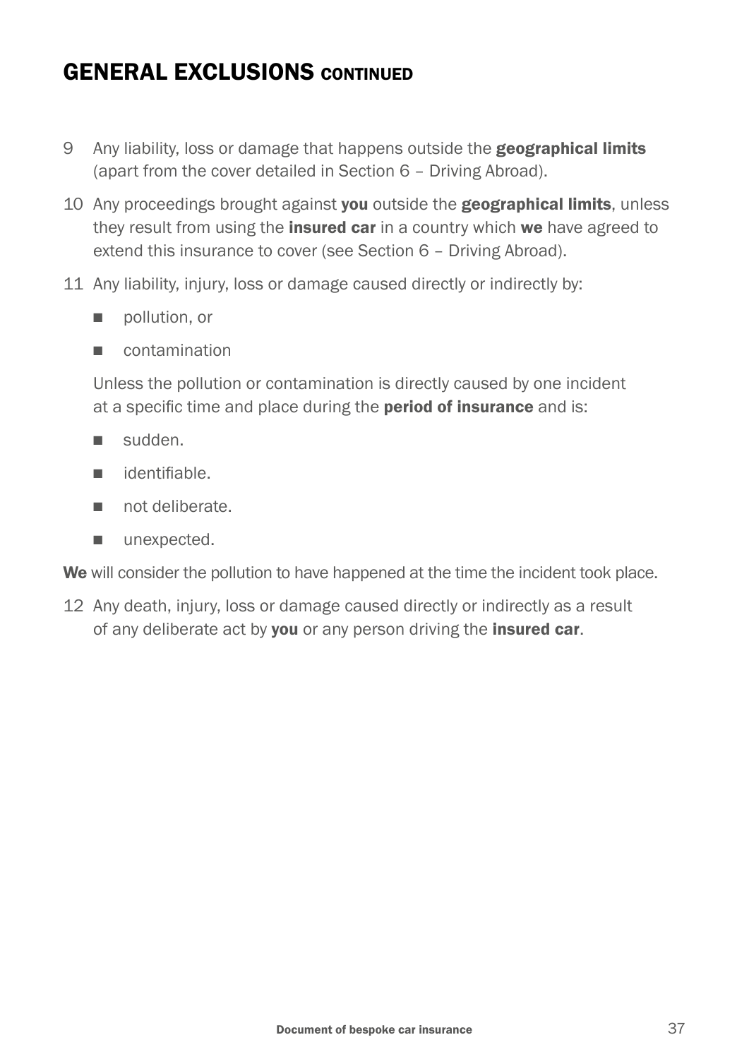## GENERAL EXCLUSIONS CONTINUED

9. Any liability, loss or damage that happens outside the **geographical limits** (apart from the cover detailed in Section 6 – Driving Abroad).

10. Any proceedings brought against **you** outside the **geographical limits**, unless they result from using the **insured car** in a country which **we** have agreed to extend this insurance to cover (see Section 6 – Driving Abroad).

11. Any liability, injury, loss or damage caused directly or indirectly by:

    - pollution, or
    - contamination

    Unless the pollution or contamination is directly caused by one incident at a specific time and place during the **period of insurance** and is:

    - sudden.
    - identifiable.
    - not deliberate.
    - unexpected.

**We** will consider the pollution to have happened at the time the incident took place.

12. Any death, injury, loss or damage caused directly or indirectly as a result of any deliberate act by **you** or any person driving the **insured car**.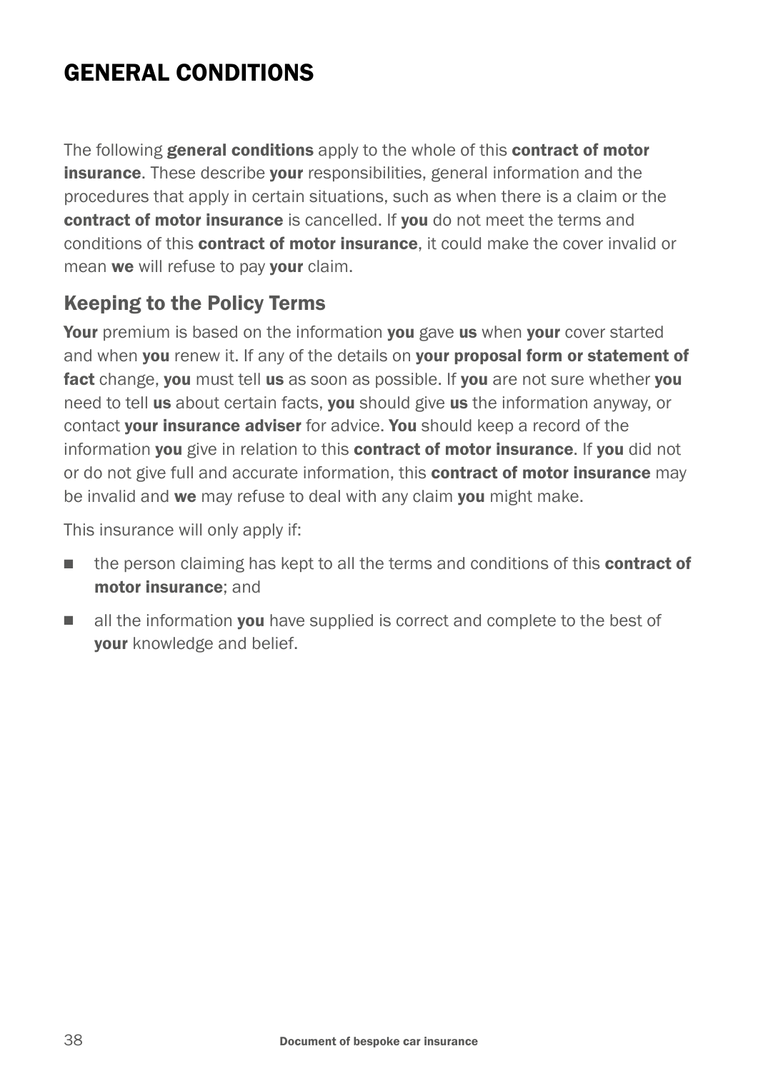# GENERAL CONDITIONS

The following **general conditions** apply to the whole of this **contract of motor insurance**. These describe **your** responsibilities, general information and the procedures that apply in certain situations, such as when there is a claim or the **contract of motor insurance** is cancelled. If **you** do not meet the terms and conditions of this **contract of motor insurance**, it could make the cover invalid or mean **we** will refuse to pay **your** claim.

## Keeping to the Policy Terms

**Your** premium is based on the information **you** gave **us** when **your** cover started and when **you** renew it. If any of the details on **your proposal form or statement of fact** change, **you** must tell **us** as soon as possible. If **you** are not sure whether **you** need to tell **us** about certain facts, **you** should give **us** the information anyway, or contact **your insurance adviser** for advice. **You** should keep a record of the information **you** give in relation to this **contract of motor insurance**. If **you** did not or do not give full and accurate information, this **contract of motor insurance** may be invalid and **we** may refuse to deal with any claim **you** might make.

This insurance will only apply if:

- the person claiming has kept to all the terms and conditions of this **contract of motor insurance**; and
- all the information **you** have supplied is correct and complete to the best of **your** knowledge and belief.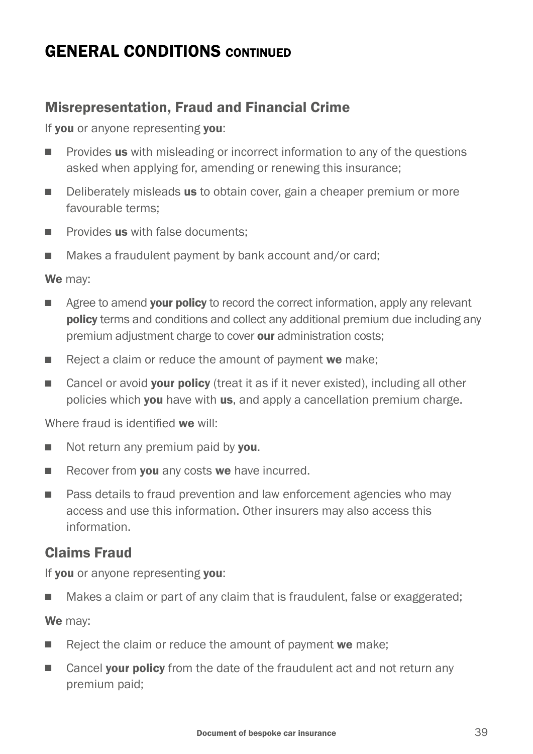# GENERAL CONDITIONS CONTINUED

## Misrepresentation, Fraud and Financial Crime

If **you** or anyone representing **you**:

- Provides **us** with misleading or incorrect information to any of the questions asked when applying for, amending or renewing this insurance;
- Deliberately misleads **us** to obtain cover, gain a cheaper premium or more favourable terms;
- Provides **us** with false documents;
- Makes a fraudulent payment by bank account and/or card;

**We** may:

- Agree to amend **your policy** to record the correct information, apply any relevant **policy** terms and conditions and collect any additional premium due including any premium adjustment charge to cover **our** administration costs;
- Reject a claim or reduce the amount of payment **we** make;
- Cancel or avoid **your policy** (treat it as if it never existed), including all other policies which **you** have with **us**, and apply a cancellation premium charge.

Where fraud is identified **we** will:

- Not return any premium paid by **you**.
- Recover from **you** any costs **we** have incurred.
- Pass details to fraud prevention and law enforcement agencies who may access and use this information. Other insurers may also access this information.

## Claims Fraud

If **you** or anyone representing **you**:

- Makes a claim or part of any claim that is fraudulent, false or exaggerated;

**We** may:

- Reject the claim or reduce the amount of payment **we** make;
- Cancel **your policy** from the date of the fraudulent act and not return any premium paid;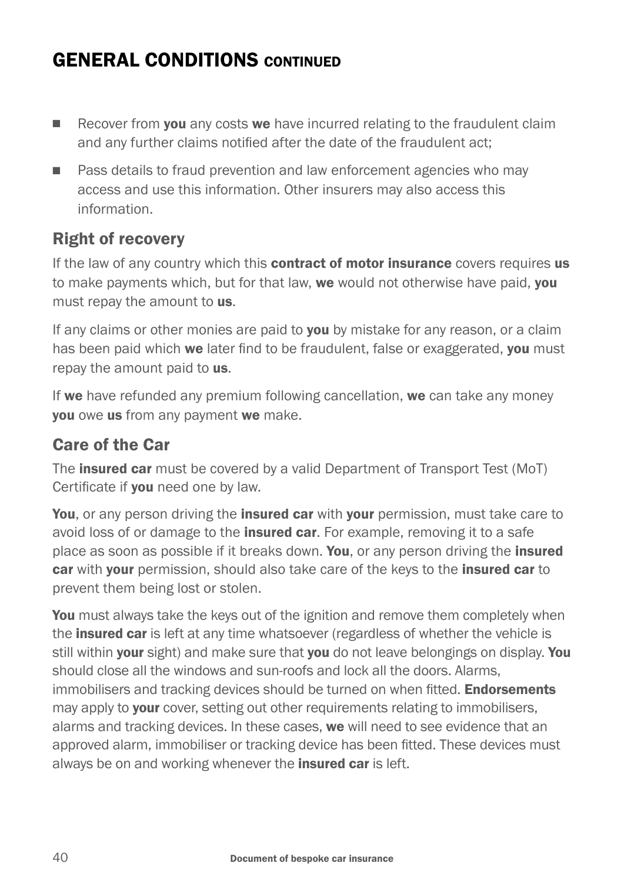## GENERAL CONDITIONS CONTINUED

- Recover from **you** any costs **we** have incurred relating to the fraudulent claim and any further claims notified after the date of the fraudulent act;
- Pass details to fraud prevention and law enforcement agencies who may access and use this information. Other insurers may also access this information.

### Right of recovery

If the law of any country which this **contract of motor insurance** covers requires **us** to make payments which, but for that law, **we** would not otherwise have paid, **you** must repay the amount to **us**.

If any claims or other monies are paid to **you** by mistake for any reason, or a claim has been paid which **we** later find to be fraudulent, false or exaggerated, **you** must repay the amount paid to **us**.

If **we** have refunded any premium following cancellation, **we** can take any money **you** owe **us** from any payment **we** make.

### Care of the Car

The **insured car** must be covered by a valid Department of Transport Test (MoT) Certificate if **you** need one by law.

**You**, or any person driving the **insured car** with **your** permission, must take care to avoid loss of or damage to the **insured car**. For example, removing it to a safe place as soon as possible if it breaks down. **You**, or any person driving the **insured car** with **your** permission, should also take care of the keys to the **insured car** to prevent them being lost or stolen.

**You** must always take the keys out of the ignition and remove them completely when the **insured car** is left at any time whatsoever (regardless of whether the vehicle is still within **your** sight) and make sure that **you** do not leave belongings on display. **You** should close all the windows and sun-roofs and lock all the doors. Alarms, immobilisers and tracking devices should be turned on when fitted. **Endorsements** may apply to **your** cover, setting out other requirements relating to immobilisers, alarms and tracking devices. In these cases, **we** will need to see evidence that an approved alarm, immobiliser or tracking device has been fitted. These devices must always be on and working whenever the **insured car** is left.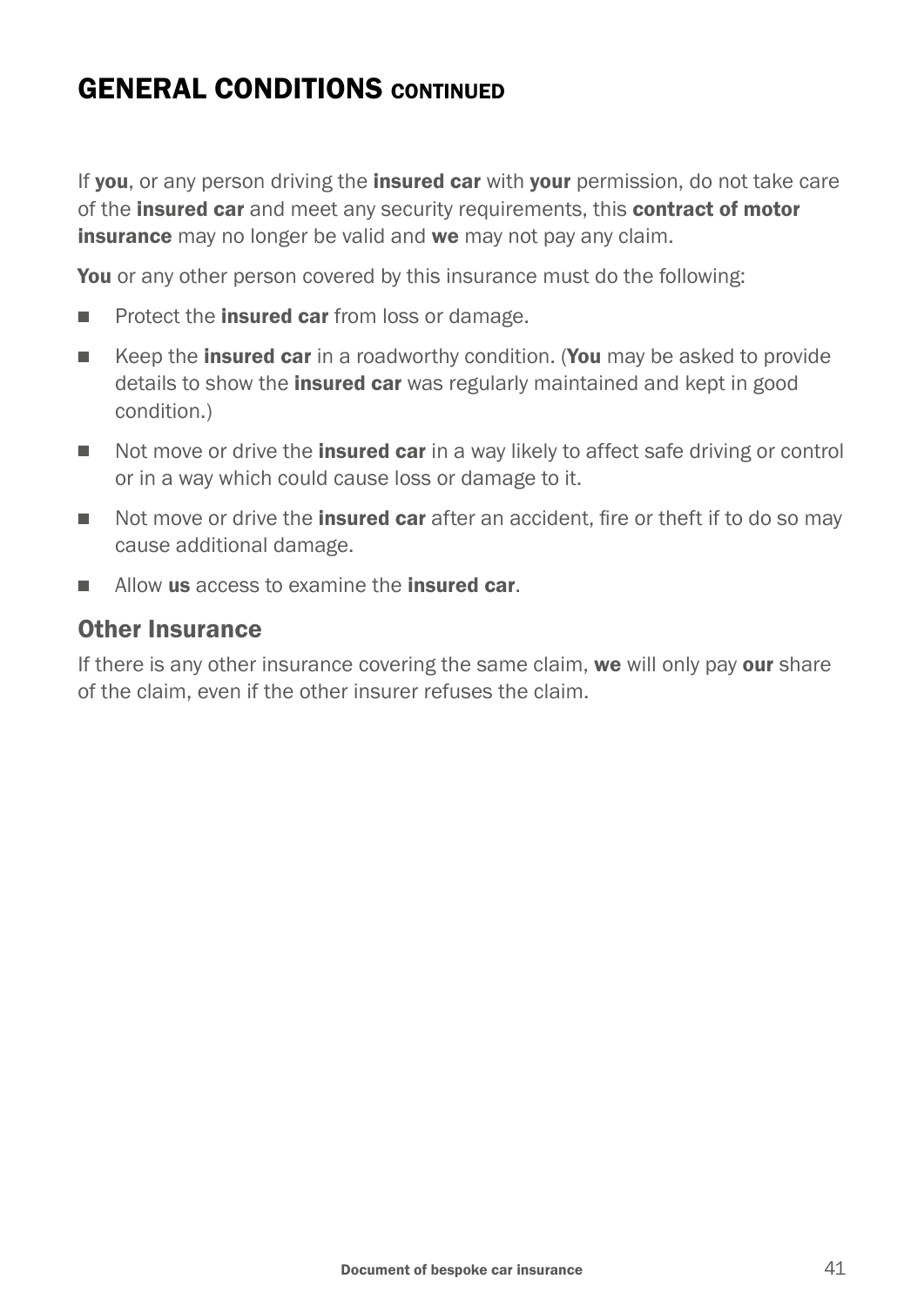# GENERAL CONDITIONS CONTINUED

If **you**, or any person driving the **insured car** with **your** permission, do not take care of the **insured car** and meet any security requirements, this **contract of motor insurance** may no longer be valid and **we** may not pay any claim.

**You** or any other person covered by this insurance must do the following:

- Protect the **insured car** from loss or damage.
- Keep the **insured car** in a roadworthy condition. (**You** may be asked to provide details to show the **insured car** was regularly maintained and kept in good condition.)
- Not move or drive the **insured car** in a way likely to affect safe driving or control or in a way which could cause loss or damage to it.
- Not move or drive the **insured car** after an accident, fire or theft if to do so may cause additional damage.
- Allow **us** access to examine the **insured car**.

## Other Insurance

If there is any other insurance covering the same claim, **we** will only pay **our** share of the claim, even if the other insurer refuses the claim.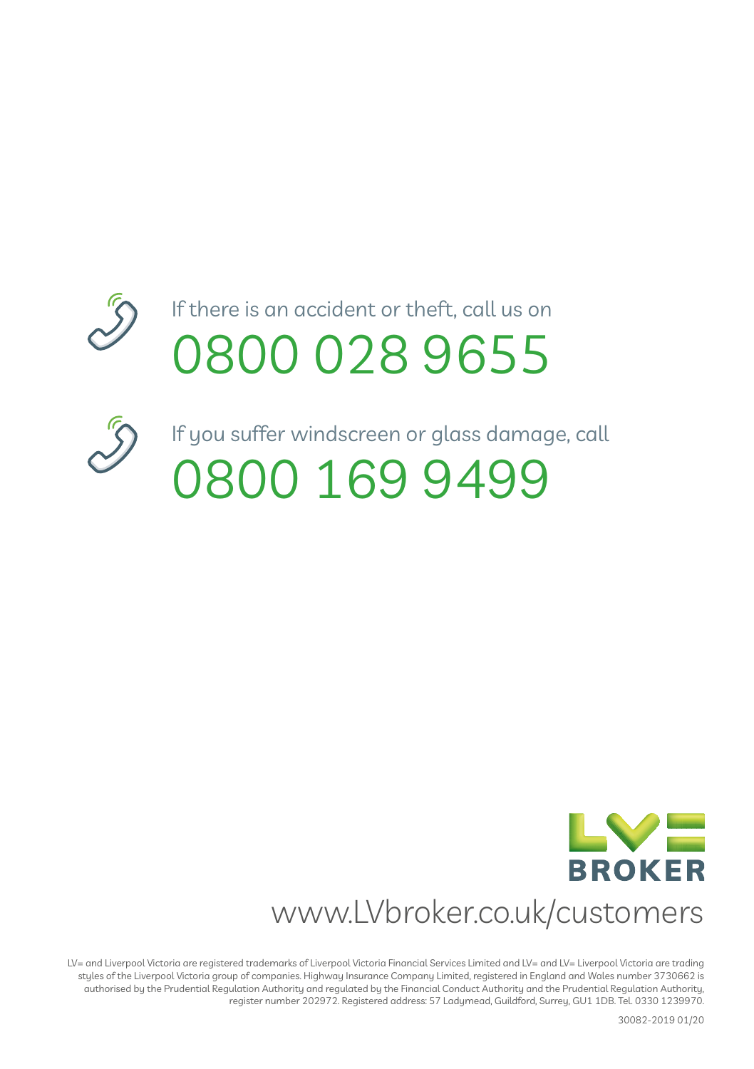If there is an accident or theft, call us on

## 0800 028 9655

If you suffer windscreen or glass damage, call

## 0800 169 9499

BROKER

www.LVbroker.co.uk/customers

LV= and Liverpool Victoria are registered trademarks of Liverpool Victoria Financial Services Limited and LV= and LV= Liverpool Victoria are trading styles of the Liverpool Victoria group of companies. Highway Insurance Company Limited, registered in England and Wales number 3730662 is authorised by the Prudential Regulation Authority and regulated by the Financial Conduct Authority and the Prudential Regulation Authority, register number 202972. Registered address: 57 Ladymead, Guildford, Surrey, GU1 1DB. Tel. 0330 1239970.

30082-2019 01/20